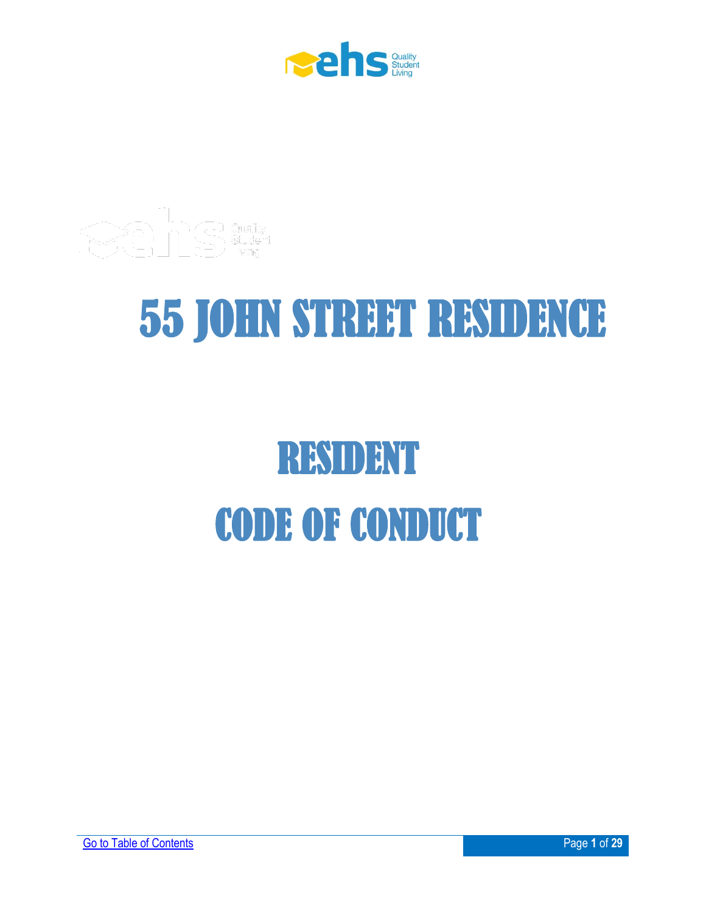# 55 JOHN STREET RESIDENCE

# RESIDENT
# CODE OF CONDUCT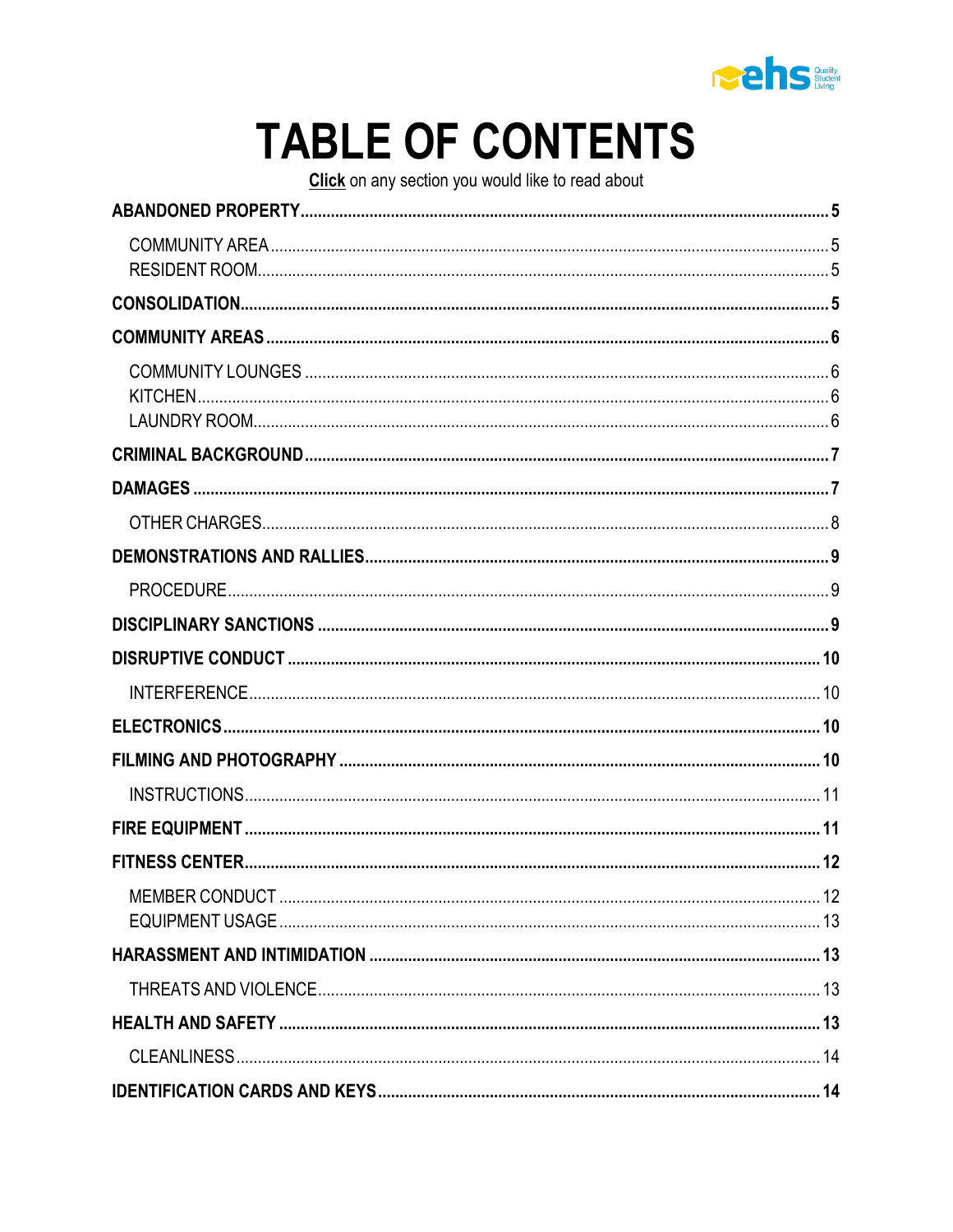# TABLE OF CONTENTS

**Click** on any section you would like to read about

**ABANDONED PROPERTY** .......... **5**

- COMMUNITY AREA .......... 5
- RESIDENT ROOM .......... 5

**CONSOLIDATION** .......... **5**

**COMMUNITY AREAS** .......... **6**

- COMMUNITY LOUNGES .......... 6
- KITCHEN .......... 6
- LAUNDRY ROOM .......... 6

**CRIMINAL BACKGROUND** .......... **7**

**DAMAGES** .......... **7**

- OTHER CHARGES .......... 8

**DEMONSTRATIONS AND RALLIES** .......... **9**

- PROCEDURE .......... 9

**DISCIPLINARY SANCTIONS** .......... **9**

**DISRUPTIVE CONDUCT** .......... **10**

- INTERFERENCE .......... 10

**ELECTRONICS** .......... **10**

**FILMING AND PHOTOGRAPHY** .......... **10**

- INSTRUCTIONS .......... 11

**FIRE EQUIPMENT** .......... **11**

**FITNESS CENTER** .......... **12**

- MEMBER CONDUCT .......... 12
- EQUIPMENT USAGE .......... 13

**HARASSMENT AND INTIMIDATION** .......... **13**

- THREATS AND VIOLENCE .......... 13

**HEALTH AND SAFETY** .......... **13**

- CLEANLINESS .......... 14

**IDENTIFICATION CARDS AND KEYS** .......... **14**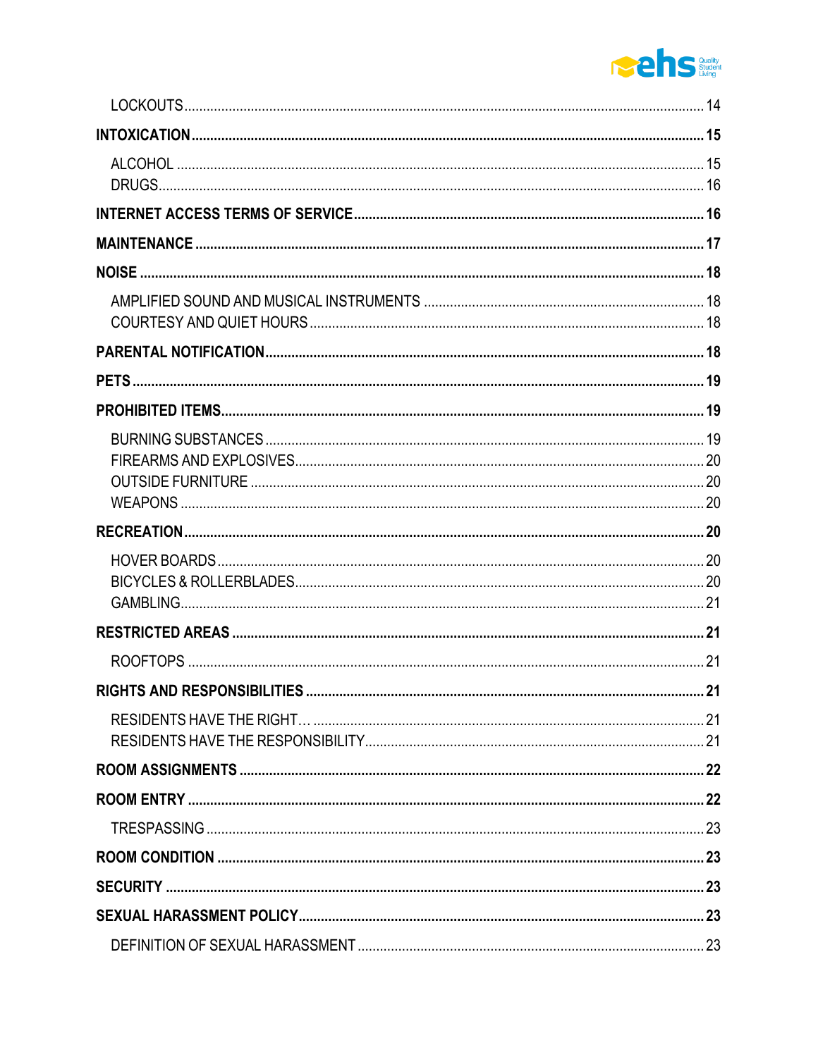LOCKOUTS ........................................................................................................................................ 14

**INTOXICATION ........................................................................................................................................ 15**

ALCOHOL ........................................................................................................................................ 15
DRUGS ........................................................................................................................................ 16

**INTERNET ACCESS TERMS OF SERVICE ........................................................................................................................................ 16**

**MAINTENANCE ........................................................................................................................................ 17**

**NOISE ........................................................................................................................................ 18**

AMPLIFIED SOUND AND MUSICAL INSTRUMENTS ........................................................................................................................................ 18
COURTESY AND QUIET HOURS ........................................................................................................................................ 18

**PARENTAL NOTIFICATION ........................................................................................................................................ 18**

**PETS ........................................................................................................................................ 19**

**PROHIBITED ITEMS ........................................................................................................................................ 19**

BURNING SUBSTANCES ........................................................................................................................................ 19
FIREARMS AND EXPLOSIVES ........................................................................................................................................ 20
OUTSIDE FURNITURE ........................................................................................................................................ 20
WEAPONS ........................................................................................................................................ 20

**RECREATION ........................................................................................................................................ 20**

HOVER BOARDS ........................................................................................................................................ 20
BICYCLES & ROLLERBLADES ........................................................................................................................................ 20
GAMBLING ........................................................................................................................................ 21

**RESTRICTED AREAS ........................................................................................................................................ 21**

ROOFTOPS ........................................................................................................................................ 21

**RIGHTS AND RESPONSIBILITIES ........................................................................................................................................ 21**

RESIDENTS HAVE THE RIGHT… ........................................................................................................................................ 21
RESIDENTS HAVE THE RESPONSIBILITY ........................................................................................................................................ 21

**ROOM ASSIGNMENTS ........................................................................................................................................ 22**

**ROOM ENTRY ........................................................................................................................................ 22**

TRESPASSING ........................................................................................................................................ 23

**ROOM CONDITION ........................................................................................................................................ 23**

**SECURITY ........................................................................................................................................ 23**

**SEXUAL HARASSMENT POLICY ........................................................................................................................................ 23**

DEFINITION OF SEXUAL HARASSMENT ........................................................................................................................................ 23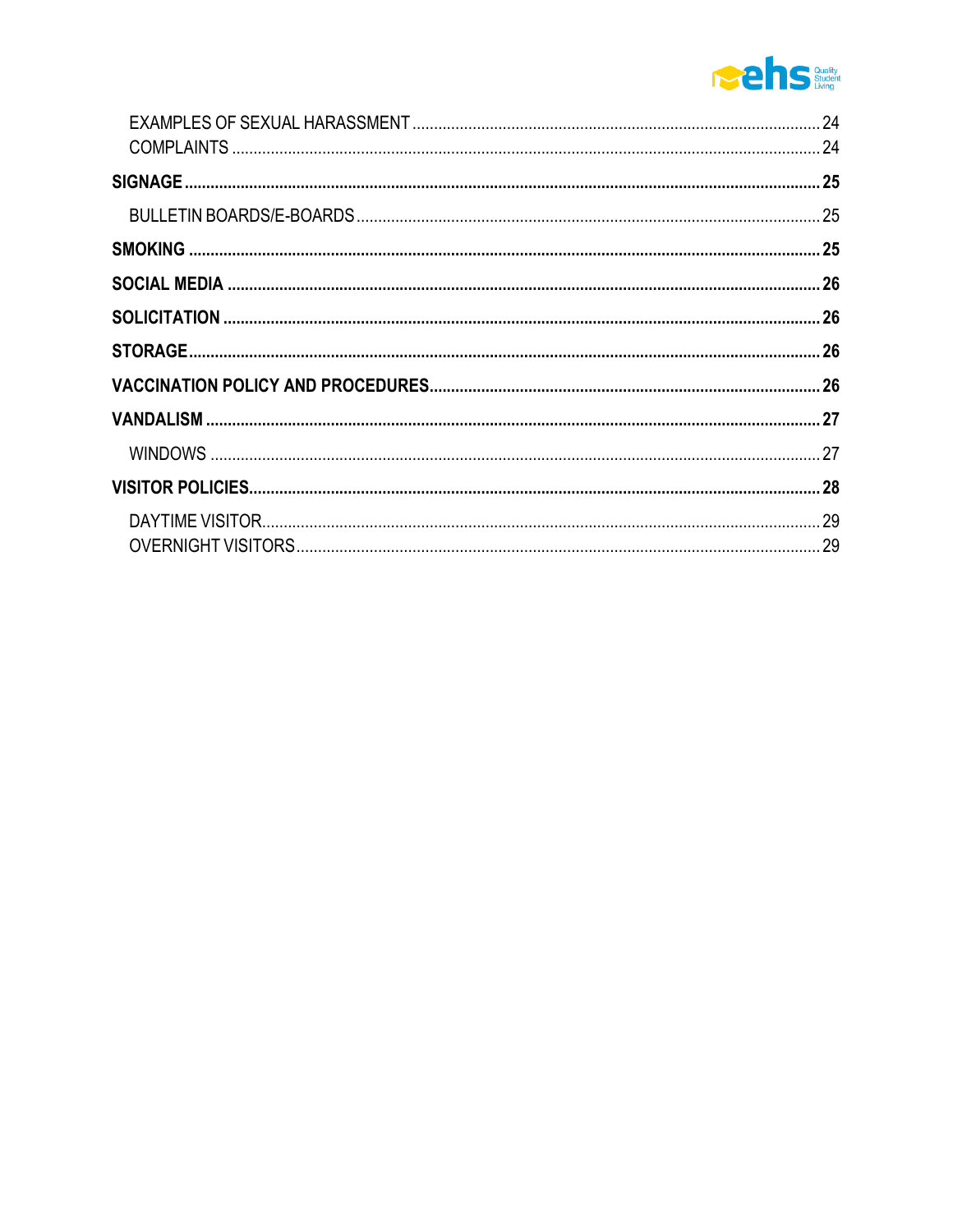EXAMPLES OF SEXUAL HARASSMENT ............ 24
COMPLAINTS ............ 24

**SIGNAGE ............ 25**

BULLETIN BOARDS/E-BOARDS ............ 25

**SMOKING ............ 25**

**SOCIAL MEDIA ............ 26**

**SOLICITATION ............ 26**

**STORAGE ............ 26**

**VACCINATION POLICY AND PROCEDURES ............ 26**

**VANDALISM ............ 27**

WINDOWS ............ 27

**VISITOR POLICIES ............ 28**

DAYTIME VISITOR ............ 29
OVERNIGHT VISITORS ............ 29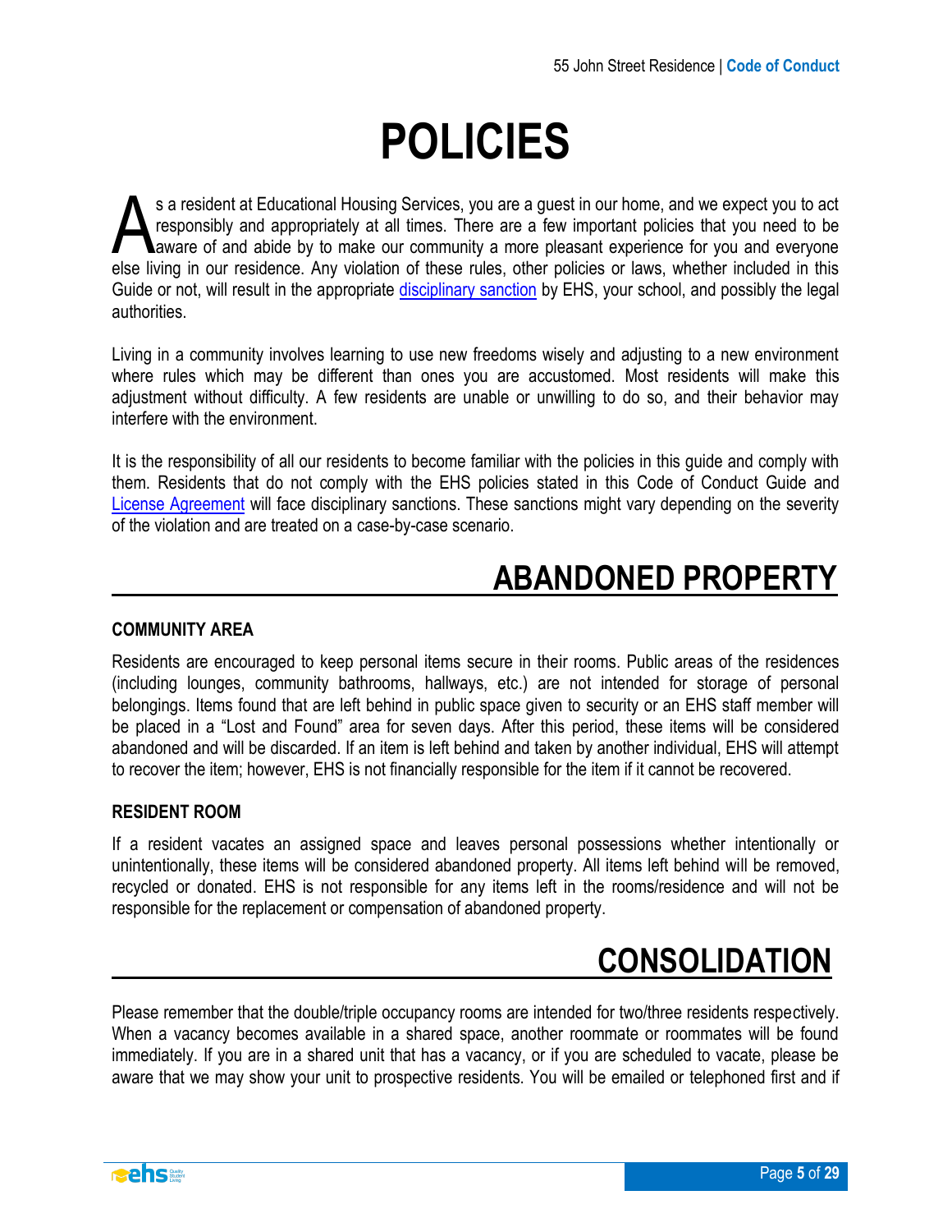# POLICIES

As a resident at Educational Housing Services, you are a guest in our home, and we expect you to act responsibly and appropriately at all times. There are a few important policies that you need to be aware of and abide by to make our community a more pleasant experience for you and everyone else living in our residence. Any violation of these rules, other policies or laws, whether included in this Guide or not, will result in the appropriate disciplinary sanction by EHS, your school, and possibly the legal authorities.

Living in a community involves learning to use new freedoms wisely and adjusting to a new environment where rules which may be different than ones you are accustomed. Most residents will make this adjustment without difficulty. A few residents are unable or unwilling to do so, and their behavior may interfere with the environment.

It is the responsibility of all our residents to become familiar with the policies in this guide and comply with them. Residents that do not comply with the EHS policies stated in this Code of Conduct Guide and License Agreement will face disciplinary sanctions. These sanctions might vary depending on the severity of the violation and are treated on a case-by-case scenario.

## ABANDONED PROPERTY

### COMMUNITY AREA

Residents are encouraged to keep personal items secure in their rooms. Public areas of the residences (including lounges, community bathrooms, hallways, etc.) are not intended for storage of personal belongings. Items found that are left behind in public space given to security or an EHS staff member will be placed in a "Lost and Found" area for seven days. After this period, these items will be considered abandoned and will be discarded. If an item is left behind and taken by another individual, EHS will attempt to recover the item; however, EHS is not financially responsible for the item if it cannot be recovered.

### RESIDENT ROOM

If a resident vacates an assigned space and leaves personal possessions whether intentionally or unintentionally, these items will be considered abandoned property. All items left behind will be removed, recycled or donated. EHS is not responsible for any items left in the rooms/residence and will not be responsible for the replacement or compensation of abandoned property.

## CONSOLIDATION

Please remember that the double/triple occupancy rooms are intended for two/three residents respectively. When a vacancy becomes available in a shared space, another roommate or roommates will be found immediately. If you are in a shared unit that has a vacancy, or if you are scheduled to vacate, please be aware that we may show your unit to prospective residents. You will be emailed or telephoned first and if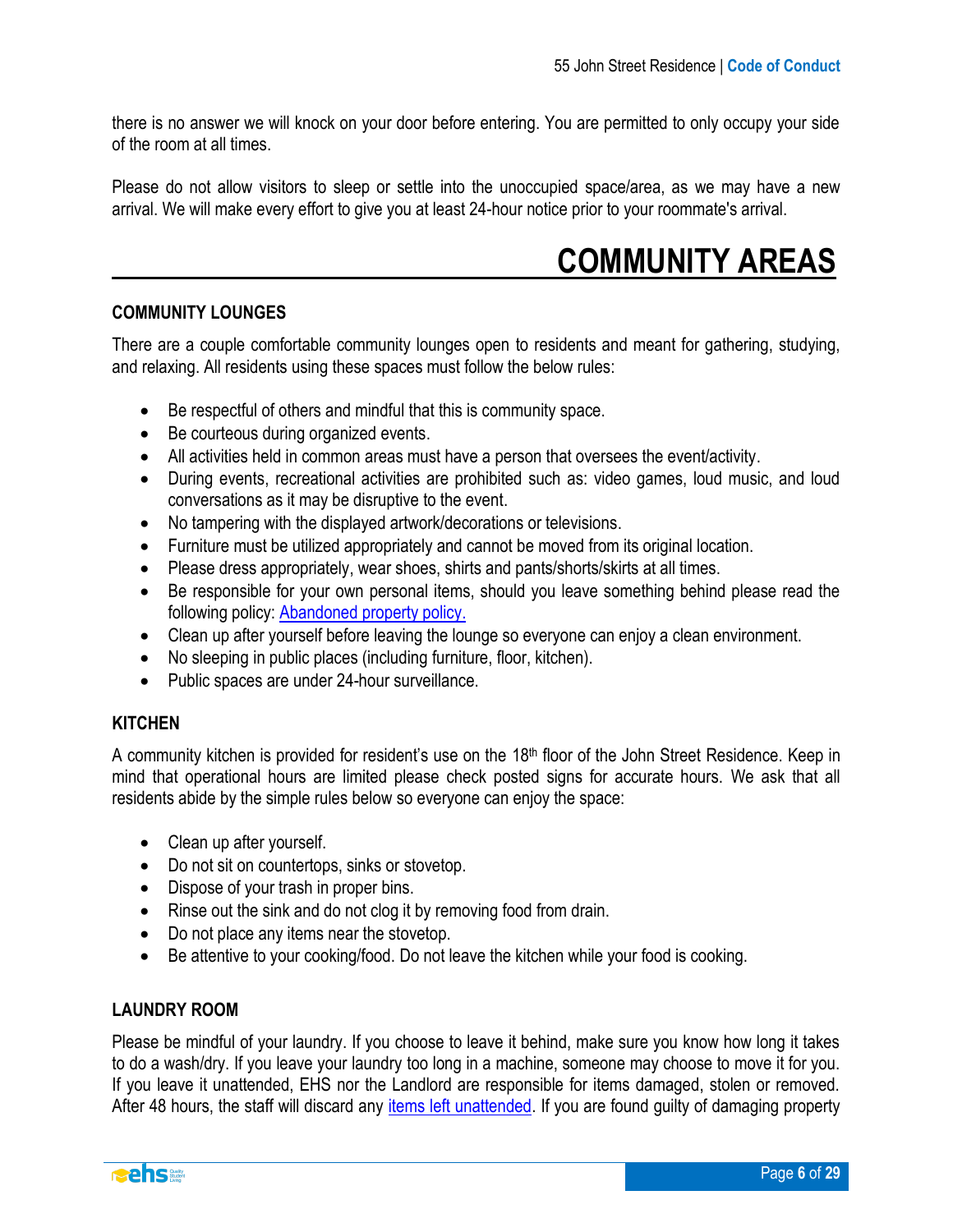there is no answer we will knock on your door before entering. You are permitted to only occupy your side of the room at all times.

Please do not allow visitors to sleep or settle into the unoccupied space/area, as we may have a new arrival. We will make every effort to give you at least 24-hour notice prior to your roommate's arrival.

# COMMUNITY AREAS

### COMMUNITY LOUNGES

There are a couple comfortable community lounges open to residents and meant for gathering, studying, and relaxing. All residents using these spaces must follow the below rules:

- Be respectful of others and mindful that this is community space.
- Be courteous during organized events.
- All activities held in common areas must have a person that oversees the event/activity.
- During events, recreational activities are prohibited such as: video games, loud music, and loud conversations as it may be disruptive to the event.
- No tampering with the displayed artwork/decorations or televisions.
- Furniture must be utilized appropriately and cannot be moved from its original location.
- Please dress appropriately, wear shoes, shirts and pants/shorts/skirts at all times.
- Be responsible for your own personal items, should you leave something behind please read the following policy: [Abandoned property policy.]
- Clean up after yourself before leaving the lounge so everyone can enjoy a clean environment.
- No sleeping in public places (including furniture, floor, kitchen).
- Public spaces are under 24-hour surveillance.

### KITCHEN

A community kitchen is provided for resident's use on the 18th floor of the John Street Residence. Keep in mind that operational hours are limited please check posted signs for accurate hours. We ask that all residents abide by the simple rules below so everyone can enjoy the space:

- Clean up after yourself.
- Do not sit on countertops, sinks or stovetop.
- Dispose of your trash in proper bins.
- Rinse out the sink and do not clog it by removing food from drain.
- Do not place any items near the stovetop.
- Be attentive to your cooking/food. Do not leave the kitchen while your food is cooking.

### LAUNDRY ROOM

Please be mindful of your laundry. If you choose to leave it behind, make sure you know how long it takes to do a wash/dry. If you leave your laundry too long in a machine, someone may choose to move it for you. If you leave it unattended, EHS nor the Landlord are responsible for items damaged, stolen or removed. After 48 hours, the staff will discard any items left unattended. If you are found guilty of damaging property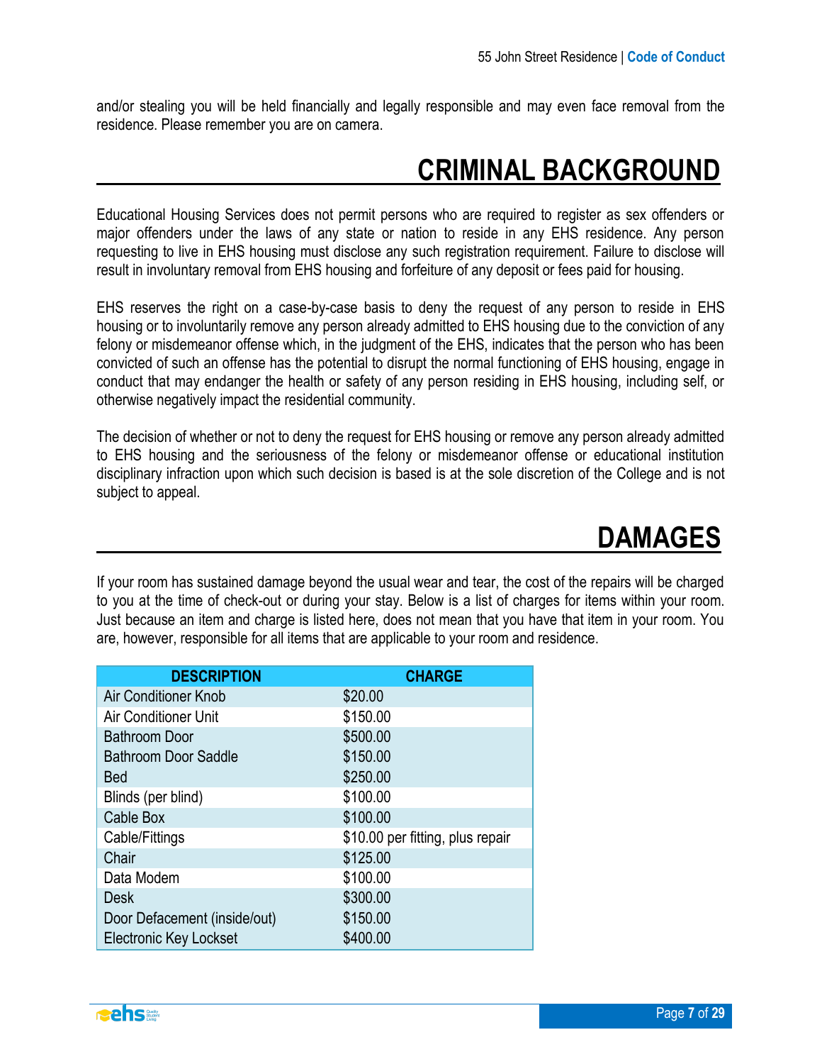and/or stealing you will be held financially and legally responsible and may even face removal from the residence. Please remember you are on camera.

# CRIMINAL BACKGROUND

Educational Housing Services does not permit persons who are required to register as sex offenders or major offenders under the laws of any state or nation to reside in any EHS residence. Any person requesting to live in EHS housing must disclose any such registration requirement. Failure to disclose will result in involuntary removal from EHS housing and forfeiture of any deposit or fees paid for housing.

EHS reserves the right on a case-by-case basis to deny the request of any person to reside in EHS housing or to involuntarily remove any person already admitted to EHS housing due to the conviction of any felony or misdemeanor offense which, in the judgment of the EHS, indicates that the person who has been convicted of such an offense has the potential to disrupt the normal functioning of EHS housing, engage in conduct that may endanger the health or safety of any person residing in EHS housing, including self, or otherwise negatively impact the residential community.

The decision of whether or not to deny the request for EHS housing or remove any person already admitted to EHS housing and the seriousness of the felony or misdemeanor offense or educational institution disciplinary infraction upon which such decision is based is at the sole discretion of the College and is not subject to appeal.

# DAMAGES

If your room has sustained damage beyond the usual wear and tear, the cost of the repairs will be charged to you at the time of check-out or during your stay. Below is a list of charges for items within your room. Just because an item and charge is listed here, does not mean that you have that item in your room. You are, however, responsible for all items that are applicable to your room and residence.

| DESCRIPTION | CHARGE |
|---|---|
| Air Conditioner Knob | $20.00 |
| Air Conditioner Unit | $150.00 |
| Bathroom Door | $500.00 |
| Bathroom Door Saddle | $150.00 |
| Bed | $250.00 |
| Blinds (per blind) | $100.00 |
| Cable Box | $100.00 |
| Cable/Fittings | $10.00 per fitting, plus repair |
| Chair | $125.00 |
| Data Modem | $100.00 |
| Desk | $300.00 |
| Door Defacement (inside/out) | $150.00 |
| Electronic Key Lockset | $400.00 |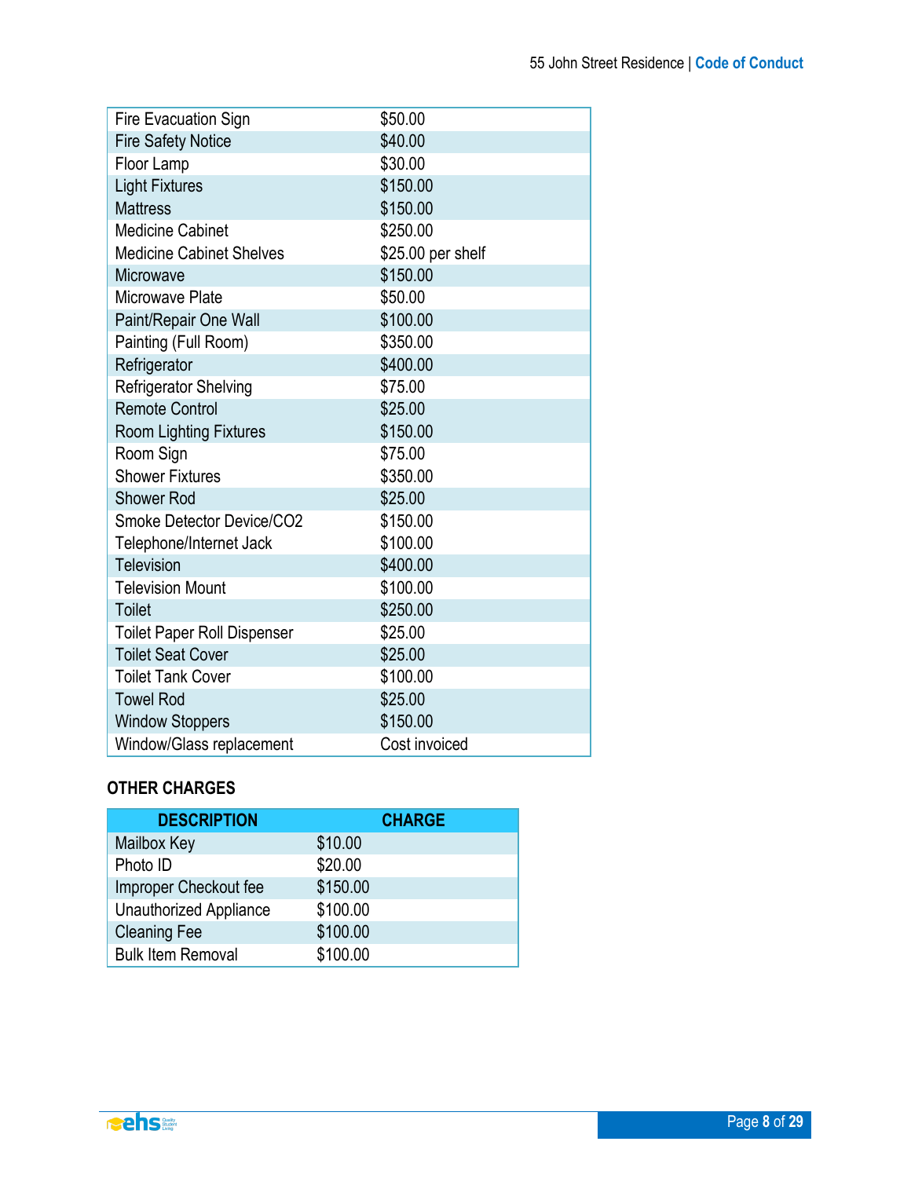| | |
|---|---|
| Fire Evacuation Sign | $50.00 |
| Fire Safety Notice | $40.00 |
| Floor Lamp | $30.00 |
| Light Fixtures | $150.00 |
| Mattress | $150.00 |
| Medicine Cabinet | $250.00 |
| Medicine Cabinet Shelves | $25.00 per shelf |
| Microwave | $150.00 |
| Microwave Plate | $50.00 |
| Paint/Repair One Wall | $100.00 |
| Painting (Full Room) | $350.00 |
| Refrigerator | $400.00 |
| Refrigerator Shelving | $75.00 |
| Remote Control | $25.00 |
| Room Lighting Fixtures | $150.00 |
| Room Sign | $75.00 |
| Shower Fixtures | $350.00 |
| Shower Rod | $25.00 |
| Smoke Detector Device/CO2 | $150.00 |
| Telephone/Internet Jack | $100.00 |
| Television | $400.00 |
| Television Mount | $100.00 |
| Toilet | $250.00 |
| Toilet Paper Roll Dispenser | $25.00 |
| Toilet Seat Cover | $25.00 |
| Toilet Tank Cover | $100.00 |
| Towel Rod | $25.00 |
| Window Stoppers | $150.00 |
| Window/Glass replacement | Cost invoiced |

**OTHER CHARGES**

| DESCRIPTION | CHARGE |
|---|---|
| Mailbox Key | $10.00 |
| Photo ID | $20.00 |
| Improper Checkout fee | $150.00 |
| Unauthorized Appliance | $100.00 |
| Cleaning Fee | $100.00 |
| Bulk Item Removal | $100.00 |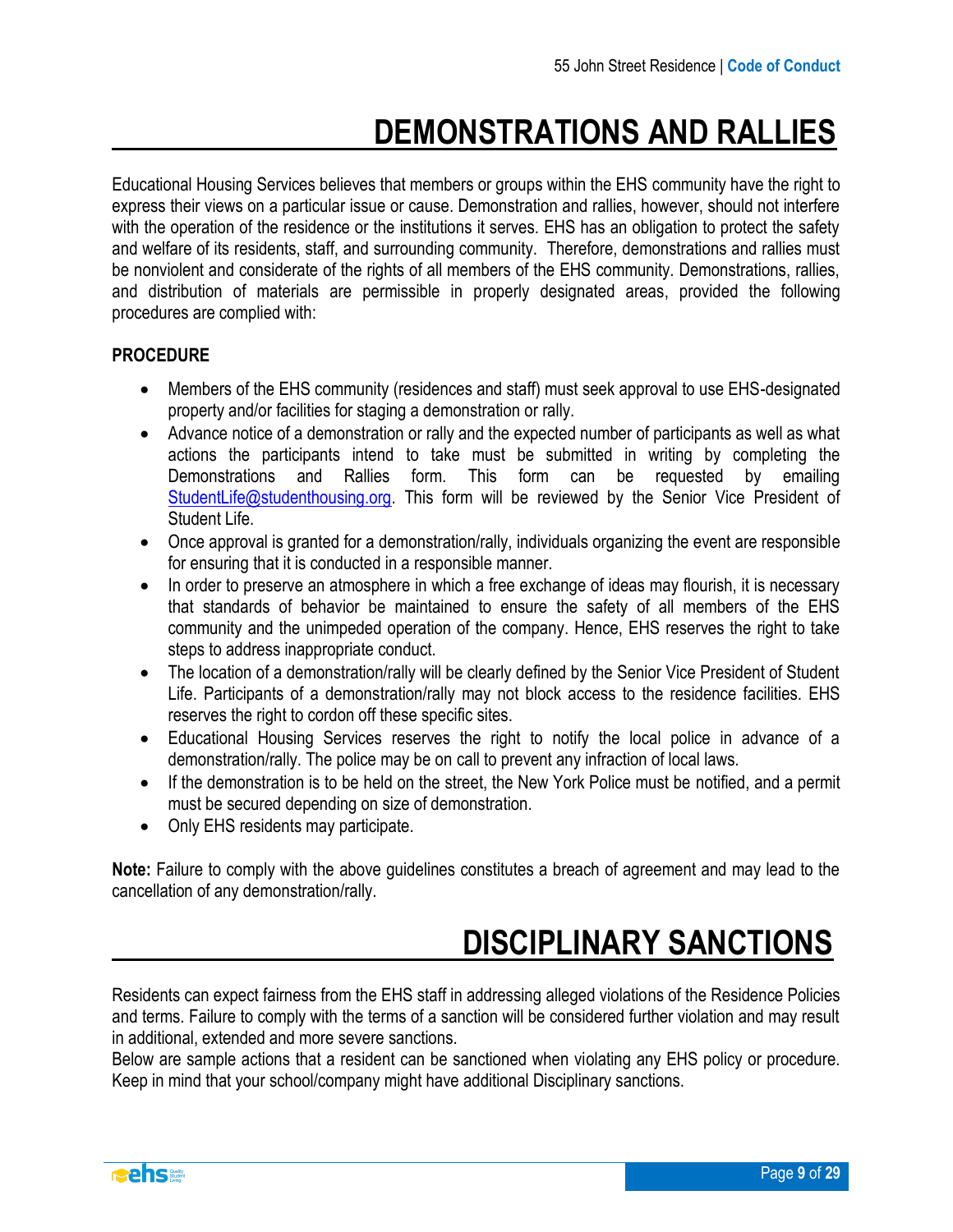# DEMONSTRATIONS AND RALLIES

Educational Housing Services believes that members or groups within the EHS community have the right to express their views on a particular issue or cause. Demonstration and rallies, however, should not interfere with the operation of the residence or the institutions it serves. EHS has an obligation to protect the safety and welfare of its residents, staff, and surrounding community. Therefore, demonstrations and rallies must be nonviolent and considerate of the rights of all members of the EHS community. Demonstrations, rallies, and distribution of materials are permissible in properly designated areas, provided the following procedures are complied with:

### PROCEDURE

- Members of the EHS community (residences and staff) must seek approval to use EHS-designated property and/or facilities for staging a demonstration or rally.
- Advance notice of a demonstration or rally and the expected number of participants as well as what actions the participants intend to take must be submitted in writing by completing the Demonstrations and Rallies form. This form can be requested by emailing StudentLife@studenthousing.org. This form will be reviewed by the Senior Vice President of Student Life.
- Once approval is granted for a demonstration/rally, individuals organizing the event are responsible for ensuring that it is conducted in a responsible manner.
- In order to preserve an atmosphere in which a free exchange of ideas may flourish, it is necessary that standards of behavior be maintained to ensure the safety of all members of the EHS community and the unimpeded operation of the company. Hence, EHS reserves the right to take steps to address inappropriate conduct.
- The location of a demonstration/rally will be clearly defined by the Senior Vice President of Student Life. Participants of a demonstration/rally may not block access to the residence facilities. EHS reserves the right to cordon off these specific sites.
- Educational Housing Services reserves the right to notify the local police in advance of a demonstration/rally. The police may be on call to prevent any infraction of local laws.
- If the demonstration is to be held on the street, the New York Police must be notified, and a permit must be secured depending on size of demonstration.
- Only EHS residents may participate.

**Note:** Failure to comply with the above guidelines constitutes a breach of agreement and may lead to the cancellation of any demonstration/rally.

# DISCIPLINARY SANCTIONS

Residents can expect fairness from the EHS staff in addressing alleged violations of the Residence Policies and terms. Failure to comply with the terms of a sanction will be considered further violation and may result in additional, extended and more severe sanctions.

Below are sample actions that a resident can be sanctioned when violating any EHS policy or procedure. Keep in mind that your school/company might have additional Disciplinary sanctions.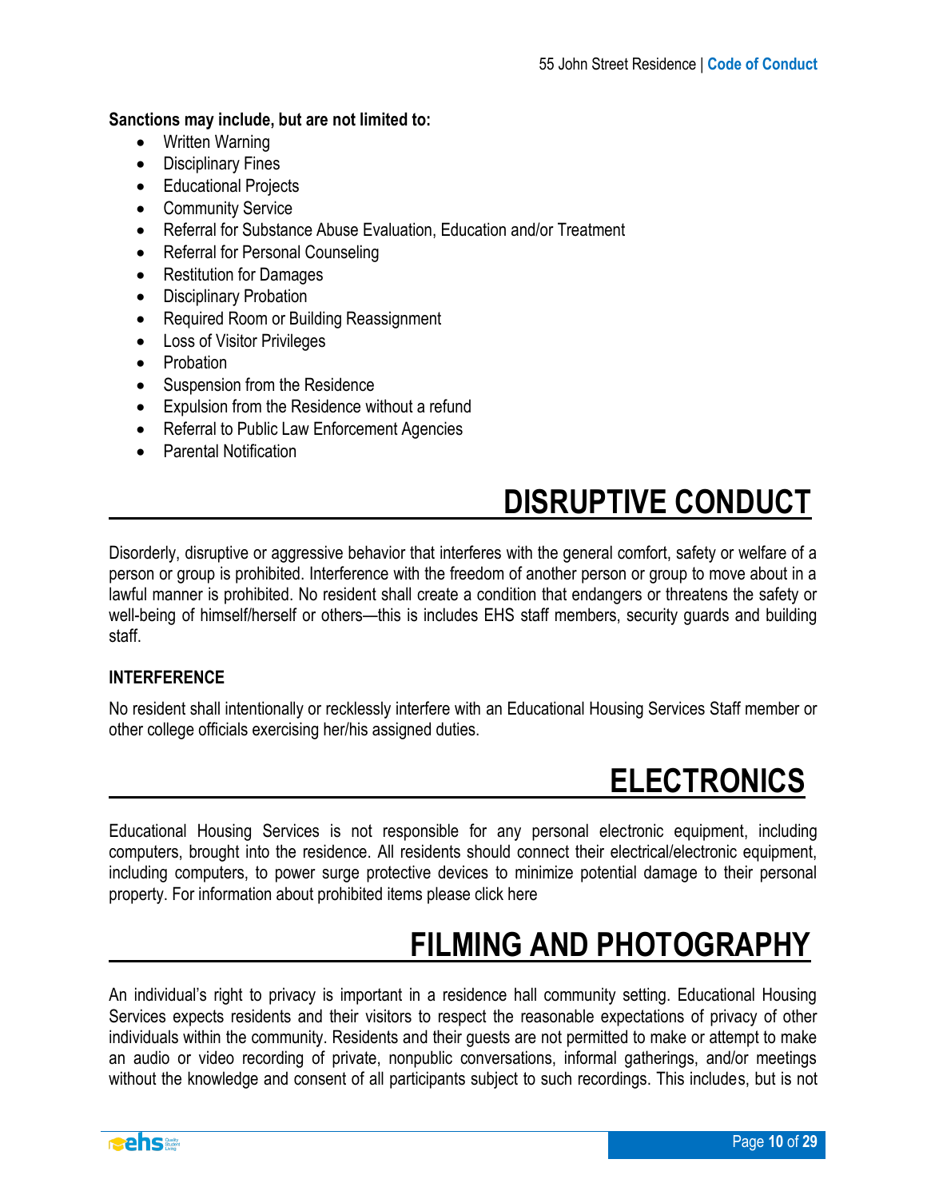**Sanctions may include, but are not limited to:**

- Written Warning
- Disciplinary Fines
- Educational Projects
- Community Service
- Referral for Substance Abuse Evaluation, Education and/or Treatment
- Referral for Personal Counseling
- Restitution for Damages
- Disciplinary Probation
- Required Room or Building Reassignment
- Loss of Visitor Privileges
- Probation
- Suspension from the Residence
- Expulsion from the Residence without a refund
- Referral to Public Law Enforcement Agencies
- Parental Notification

# DISRUPTIVE CONDUCT

Disorderly, disruptive or aggressive behavior that interferes with the general comfort, safety or welfare of a person or group is prohibited. Interference with the freedom of another person or group to move about in a lawful manner is prohibited. No resident shall create a condition that endangers or threatens the safety or well-being of himself/herself or others—this is includes EHS staff members, security guards and building staff.

### INTERFERENCE

No resident shall intentionally or recklessly interfere with an Educational Housing Services Staff member or other college officials exercising her/his assigned duties.

# ELECTRONICS

Educational Housing Services is not responsible for any personal electronic equipment, including computers, brought into the residence. All residents should connect their electrical/electronic equipment, including computers, to power surge protective devices to minimize potential damage to their personal property. For information about prohibited items please click here

# FILMING AND PHOTOGRAPHY

An individual's right to privacy is important in a residence hall community setting. Educational Housing Services expects residents and their visitors to respect the reasonable expectations of privacy of other individuals within the community. Residents and their guests are not permitted to make or attempt to make an audio or video recording of private, nonpublic conversations, informal gatherings, and/or meetings without the knowledge and consent of all participants subject to such recordings. This includes, but is not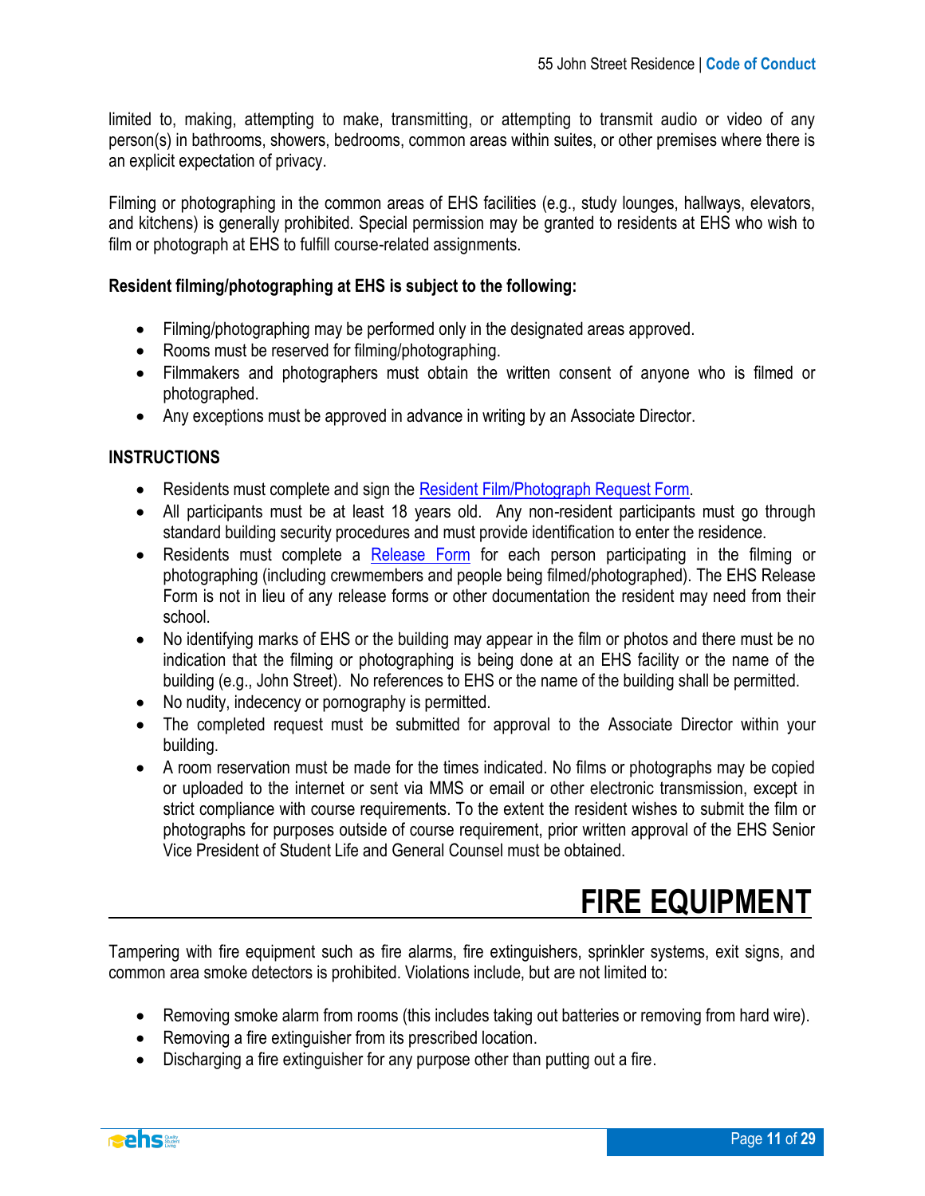limited to, making, attempting to make, transmitting, or attempting to transmit audio or video of any person(s) in bathrooms, showers, bedrooms, common areas within suites, or other premises where there is an explicit expectation of privacy.

Filming or photographing in the common areas of EHS facilities (e.g., study lounges, hallways, elevators, and kitchens) is generally prohibited. Special permission may be granted to residents at EHS who wish to film or photograph at EHS to fulfill course-related assignments.

**Resident filming/photographing at EHS is subject to the following:**

- Filming/photographing may be performed only in the designated areas approved.
- Rooms must be reserved for filming/photographing.
- Filmmakers and photographers must obtain the written consent of anyone who is filmed or photographed.
- Any exceptions must be approved in advance in writing by an Associate Director.

**INSTRUCTIONS**

- Residents must complete and sign the Resident Film/Photograph Request Form.
- All participants must be at least 18 years old. Any non-resident participants must go through standard building security procedures and must provide identification to enter the residence.
- Residents must complete a Release Form for each person participating in the filming or photographing (including crewmembers and people being filmed/photographed). The EHS Release Form is not in lieu of any release forms or other documentation the resident may need from their school.
- No identifying marks of EHS or the building may appear in the film or photos and there must be no indication that the filming or photographing is being done at an EHS facility or the name of the building (e.g., John Street). No references to EHS or the name of the building shall be permitted.
- No nudity, indecency or pornography is permitted.
- The completed request must be submitted for approval to the Associate Director within your building.
- A room reservation must be made for the times indicated. No films or photographs may be copied or uploaded to the internet or sent via MMS or email or other electronic transmission, except in strict compliance with course requirements. To the extent the resident wishes to submit the film or photographs for purposes outside of course requirement, prior written approval of the EHS Senior Vice President of Student Life and General Counsel must be obtained.

# FIRE EQUIPMENT

Tampering with fire equipment such as fire alarms, fire extinguishers, sprinkler systems, exit signs, and common area smoke detectors is prohibited. Violations include, but are not limited to:

- Removing smoke alarm from rooms (this includes taking out batteries or removing from hard wire).
- Removing a fire extinguisher from its prescribed location.
- Discharging a fire extinguisher for any purpose other than putting out a fire.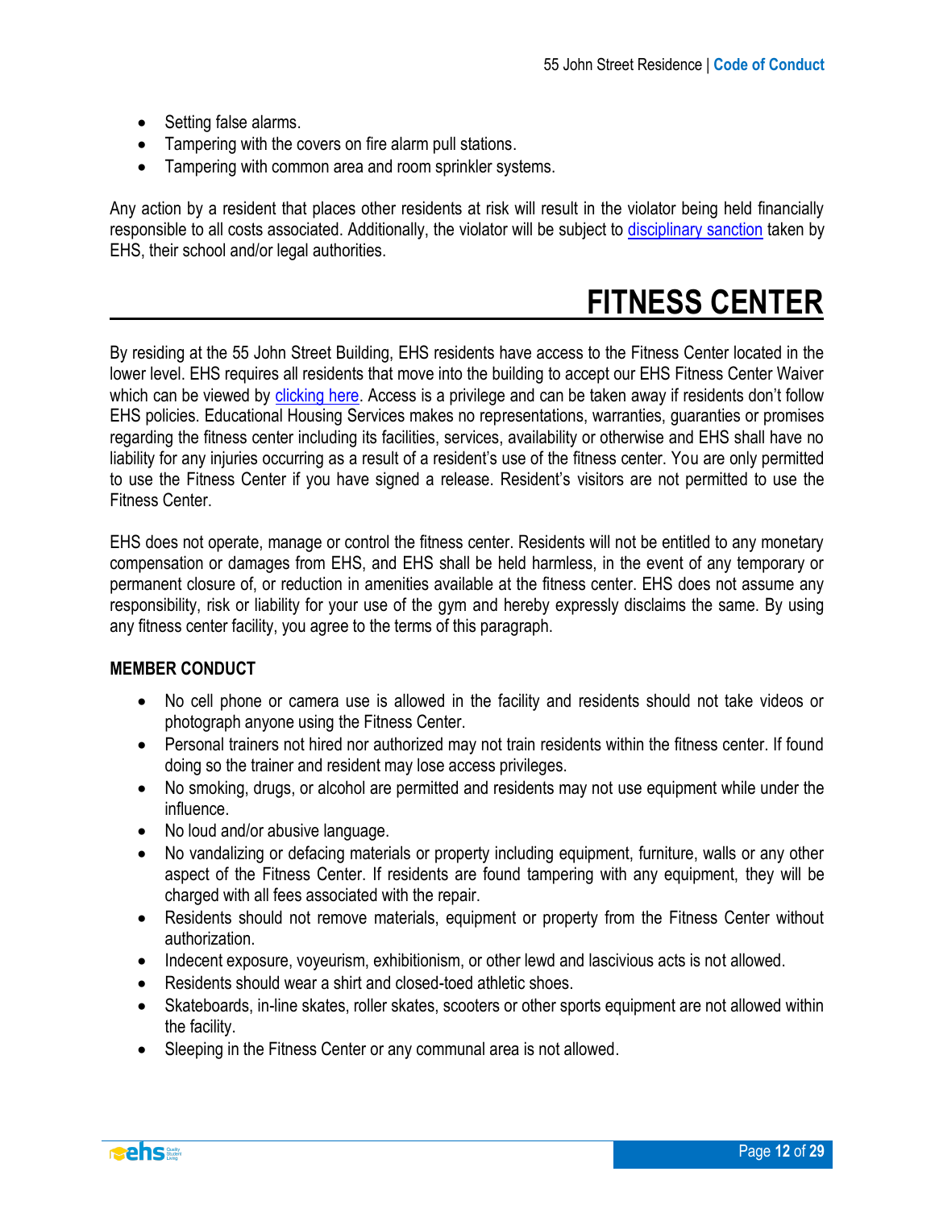- Setting false alarms.
- Tampering with the covers on fire alarm pull stations.
- Tampering with common area and room sprinkler systems.

Any action by a resident that places other residents at risk will result in the violator being held financially responsible to all costs associated. Additionally, the violator will be subject to disciplinary sanction taken by EHS, their school and/or legal authorities.

# FITNESS CENTER

By residing at the 55 John Street Building, EHS residents have access to the Fitness Center located in the lower level. EHS requires all residents that move into the building to accept our EHS Fitness Center Waiver which can be viewed by clicking here. Access is a privilege and can be taken away if residents don't follow EHS policies. Educational Housing Services makes no representations, warranties, guaranties or promises regarding the fitness center including its facilities, services, availability or otherwise and EHS shall have no liability for any injuries occurring as a result of a resident's use of the fitness center. You are only permitted to use the Fitness Center if you have signed a release. Resident's visitors are not permitted to use the Fitness Center.

EHS does not operate, manage or control the fitness center. Residents will not be entitled to any monetary compensation or damages from EHS, and EHS shall be held harmless, in the event of any temporary or permanent closure of, or reduction in amenities available at the fitness center. EHS does not assume any responsibility, risk or liability for your use of the gym and hereby expressly disclaims the same. By using any fitness center facility, you agree to the terms of this paragraph.

## MEMBER CONDUCT

- No cell phone or camera use is allowed in the facility and residents should not take videos or photograph anyone using the Fitness Center.
- Personal trainers not hired nor authorized may not train residents within the fitness center. If found doing so the trainer and resident may lose access privileges.
- No smoking, drugs, or alcohol are permitted and residents may not use equipment while under the influence.
- No loud and/or abusive language.
- No vandalizing or defacing materials or property including equipment, furniture, walls or any other aspect of the Fitness Center. If residents are found tampering with any equipment, they will be charged with all fees associated with the repair.
- Residents should not remove materials, equipment or property from the Fitness Center without authorization.
- Indecent exposure, voyeurism, exhibitionism, or other lewd and lascivious acts is not allowed.
- Residents should wear a shirt and closed-toed athletic shoes.
- Skateboards, in-line skates, roller skates, scooters or other sports equipment are not allowed within the facility.
- Sleeping in the Fitness Center or any communal area is not allowed.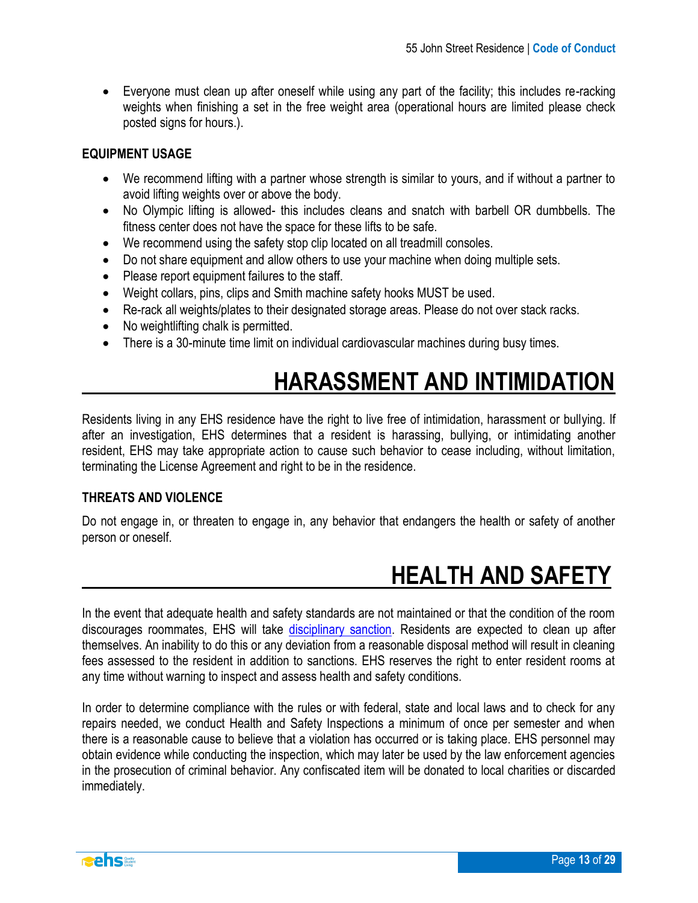- Everyone must clean up after oneself while using any part of the facility; this includes re-racking weights when finishing a set in the free weight area (operational hours are limited please check posted signs for hours.).

### EQUIPMENT USAGE

- We recommend lifting with a partner whose strength is similar to yours, and if without a partner to avoid lifting weights over or above the body.
- No Olympic lifting is allowed- this includes cleans and snatch with barbell OR dumbbells. The fitness center does not have the space for these lifts to be safe.
- We recommend using the safety stop clip located on all treadmill consoles.
- Do not share equipment and allow others to use your machine when doing multiple sets.
- Please report equipment failures to the staff.
- Weight collars, pins, clips and Smith machine safety hooks MUST be used.
- Re-rack all weights/plates to their designated storage areas. Please do not over stack racks.
- No weightlifting chalk is permitted.
- There is a 30-minute time limit on individual cardiovascular machines during busy times.

## HARASSMENT AND INTIMIDATION

Residents living in any EHS residence have the right to live free of intimidation, harassment or bullying. If after an investigation, EHS determines that a resident is harassing, bullying, or intimidating another resident, EHS may take appropriate action to cause such behavior to cease including, without limitation, terminating the License Agreement and right to be in the residence.

### THREATS AND VIOLENCE

Do not engage in, or threaten to engage in, any behavior that endangers the health or safety of another person or oneself.

## HEALTH AND SAFETY

In the event that adequate health and safety standards are not maintained or that the condition of the room discourages roommates, EHS will take disciplinary sanction. Residents are expected to clean up after themselves. An inability to do this or any deviation from a reasonable disposal method will result in cleaning fees assessed to the resident in addition to sanctions. EHS reserves the right to enter resident rooms at any time without warning to inspect and assess health and safety conditions.

In order to determine compliance with the rules or with federal, state and local laws and to check for any repairs needed, we conduct Health and Safety Inspections a minimum of once per semester and when there is a reasonable cause to believe that a violation has occurred or is taking place. EHS personnel may obtain evidence while conducting the inspection, which may later be used by the law enforcement agencies in the prosecution of criminal behavior. Any confiscated item will be donated to local charities or discarded immediately.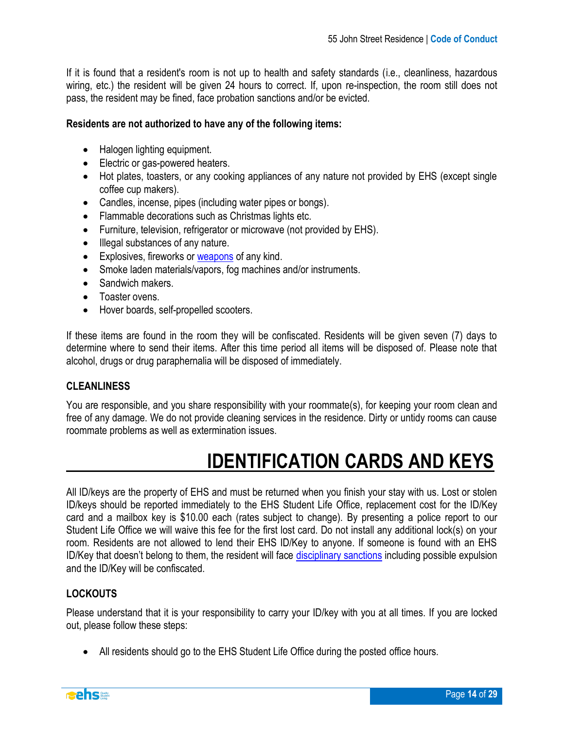If it is found that a resident's room is not up to health and safety standards (i.e., cleanliness, hazardous wiring, etc.) the resident will be given 24 hours to correct. If, upon re-inspection, the room still does not pass, the resident may be fined, face probation sanctions and/or be evicted.

**Residents are not authorized to have any of the following items:**

- Halogen lighting equipment.
- Electric or gas-powered heaters.
- Hot plates, toasters, or any cooking appliances of any nature not provided by EHS (except single coffee cup makers).
- Candles, incense, pipes (including water pipes or bongs).
- Flammable decorations such as Christmas lights etc.
- Furniture, television, refrigerator or microwave (not provided by EHS).
- Illegal substances of any nature.
- Explosives, fireworks or weapons of any kind.
- Smoke laden materials/vapors, fog machines and/or instruments.
- Sandwich makers.
- Toaster ovens.
- Hover boards, self-propelled scooters.

If these items are found in the room they will be confiscated. Residents will be given seven (7) days to determine where to send their items. After this time period all items will be disposed of. Please note that alcohol, drugs or drug paraphernalia will be disposed of immediately.

### CLEANLINESS

You are responsible, and you share responsibility with your roommate(s), for keeping your room clean and free of any damage. We do not provide cleaning services in the residence. Dirty or untidy rooms can cause roommate problems as well as extermination issues.

## IDENTIFICATION CARDS AND KEYS

All ID/keys are the property of EHS and must be returned when you finish your stay with us. Lost or stolen ID/keys should be reported immediately to the EHS Student Life Office, replacement cost for the ID/Key card and a mailbox key is $10.00 each (rates subject to change). By presenting a police report to our Student Life Office we will waive this fee for the first lost card. Do not install any additional lock(s) on your room. Residents are not allowed to lend their EHS ID/Key to anyone. If someone is found with an EHS ID/Key that doesn't belong to them, the resident will face disciplinary sanctions including possible expulsion and the ID/Key will be confiscated.

### LOCKOUTS

Please understand that it is your responsibility to carry your ID/key with you at all times. If you are locked out, please follow these steps:

- All residents should go to the EHS Student Life Office during the posted office hours.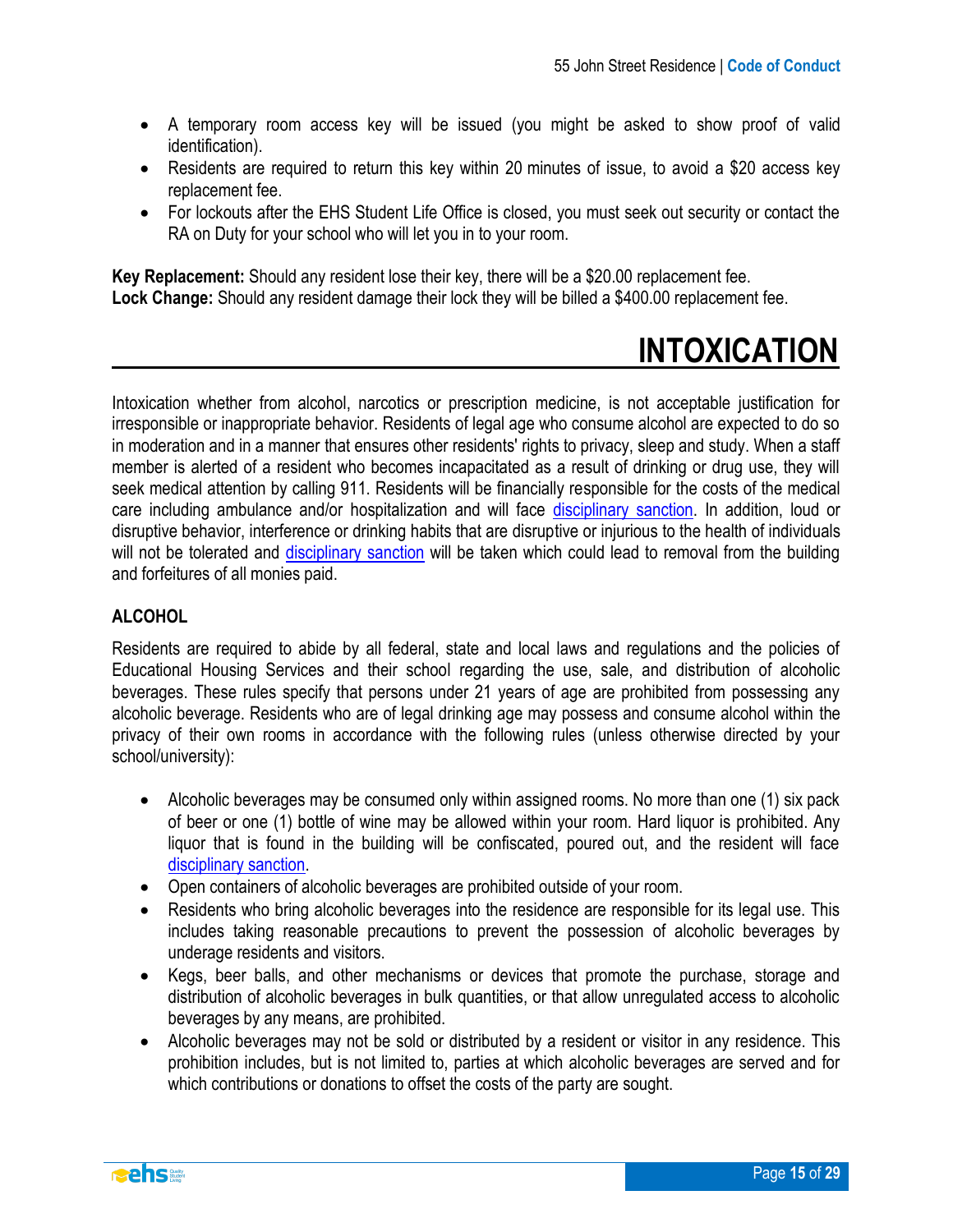- A temporary room access key will be issued (you might be asked to show proof of valid identification).
- Residents are required to return this key within 20 minutes of issue, to avoid a $20 access key replacement fee.
- For lockouts after the EHS Student Life Office is closed, you must seek out security or contact the RA on Duty for your school who will let you in to your room.

**Key Replacement:** Should any resident lose their key, there will be a $20.00 replacement fee.
**Lock Change:** Should any resident damage their lock they will be billed a $400.00 replacement fee.

# INTOXICATION

Intoxication whether from alcohol, narcotics or prescription medicine, is not acceptable justification for irresponsible or inappropriate behavior. Residents of legal age who consume alcohol are expected to do so in moderation and in a manner that ensures other residents' rights to privacy, sleep and study. When a staff member is alerted of a resident who becomes incapacitated as a result of drinking or drug use, they will seek medical attention by calling 911. Residents will be financially responsible for the costs of the medical care including ambulance and/or hospitalization and will face disciplinary sanction. In addition, loud or disruptive behavior, interference or drinking habits that are disruptive or injurious to the health of individuals will not be tolerated and disciplinary sanction will be taken which could lead to removal from the building and forfeitures of all monies paid.

## ALCOHOL

Residents are required to abide by all federal, state and local laws and regulations and the policies of Educational Housing Services and their school regarding the use, sale, and distribution of alcoholic beverages. These rules specify that persons under 21 years of age are prohibited from possessing any alcoholic beverage. Residents who are of legal drinking age may possess and consume alcohol within the privacy of their own rooms in accordance with the following rules (unless otherwise directed by your school/university):

- Alcoholic beverages may be consumed only within assigned rooms. No more than one (1) six pack of beer or one (1) bottle of wine may be allowed within your room. Hard liquor is prohibited. Any liquor that is found in the building will be confiscated, poured out, and the resident will face disciplinary sanction.
- Open containers of alcoholic beverages are prohibited outside of your room.
- Residents who bring alcoholic beverages into the residence are responsible for its legal use. This includes taking reasonable precautions to prevent the possession of alcoholic beverages by underage residents and visitors.
- Kegs, beer balls, and other mechanisms or devices that promote the purchase, storage and distribution of alcoholic beverages in bulk quantities, or that allow unregulated access to alcoholic beverages by any means, are prohibited.
- Alcoholic beverages may not be sold or distributed by a resident or visitor in any residence. This prohibition includes, but is not limited to, parties at which alcoholic beverages are served and for which contributions or donations to offset the costs of the party are sought.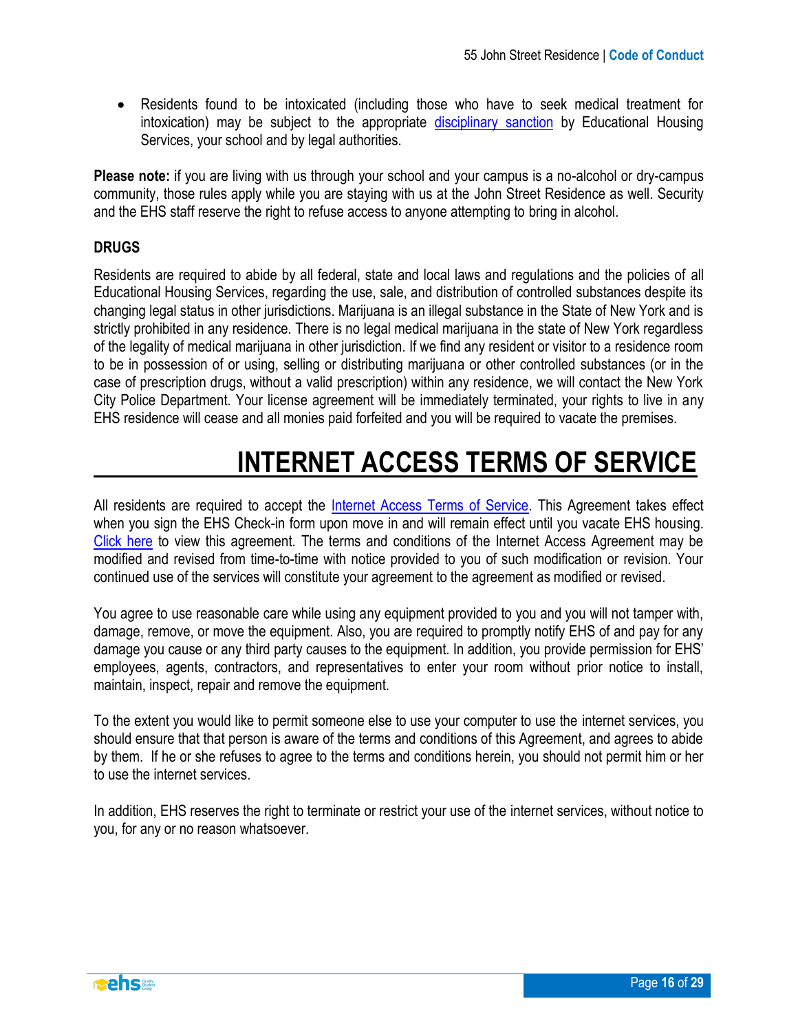- Residents found to be intoxicated (including those who have to seek medical treatment for intoxication) may be subject to the appropriate disciplinary sanction by Educational Housing Services, your school and by legal authorities.

**Please note:** if you are living with us through your school and your campus is a no-alcohol or dry-campus community, those rules apply while you are staying with us at the John Street Residence as well. Security and the EHS staff reserve the right to refuse access to anyone attempting to bring in alcohol.

### DRUGS

Residents are required to abide by all federal, state and local laws and regulations and the policies of all Educational Housing Services, regarding the use, sale, and distribution of controlled substances despite its changing legal status in other jurisdictions. Marijuana is an illegal substance in the State of New York and is strictly prohibited in any residence. There is no legal medical marijuana in the state of New York regardless of the legality of medical marijuana in other jurisdiction. If we find any resident or visitor to a residence room to be in possession of or using, selling or distributing marijuana or other controlled substances (or in the case of prescription drugs, without a valid prescription) within any residence, we will contact the New York City Police Department. Your license agreement will be immediately terminated, your rights to live in any EHS residence will cease and all monies paid forfeited and you will be required to vacate the premises.

# INTERNET ACCESS TERMS OF SERVICE

All residents are required to accept the Internet Access Terms of Service. This Agreement takes effect when you sign the EHS Check-in form upon move in and will remain effect until you vacate EHS housing. Click here to view this agreement. The terms and conditions of the Internet Access Agreement may be modified and revised from time-to-time with notice provided to you of such modification or revision. Your continued use of the services will constitute your agreement to the agreement as modified or revised.

You agree to use reasonable care while using any equipment provided to you and you will not tamper with, damage, remove, or move the equipment. Also, you are required to promptly notify EHS of and pay for any damage you cause or any third party causes to the equipment. In addition, you provide permission for EHS' employees, agents, contractors, and representatives to enter your room without prior notice to install, maintain, inspect, repair and remove the equipment.

To the extent you would like to permit someone else to use your computer to use the internet services, you should ensure that that person is aware of the terms and conditions of this Agreement, and agrees to abide by them. If he or she refuses to agree to the terms and conditions herein, you should not permit him or her to use the internet services.

In addition, EHS reserves the right to terminate or restrict your use of the internet services, without notice to you, for any or no reason whatsoever.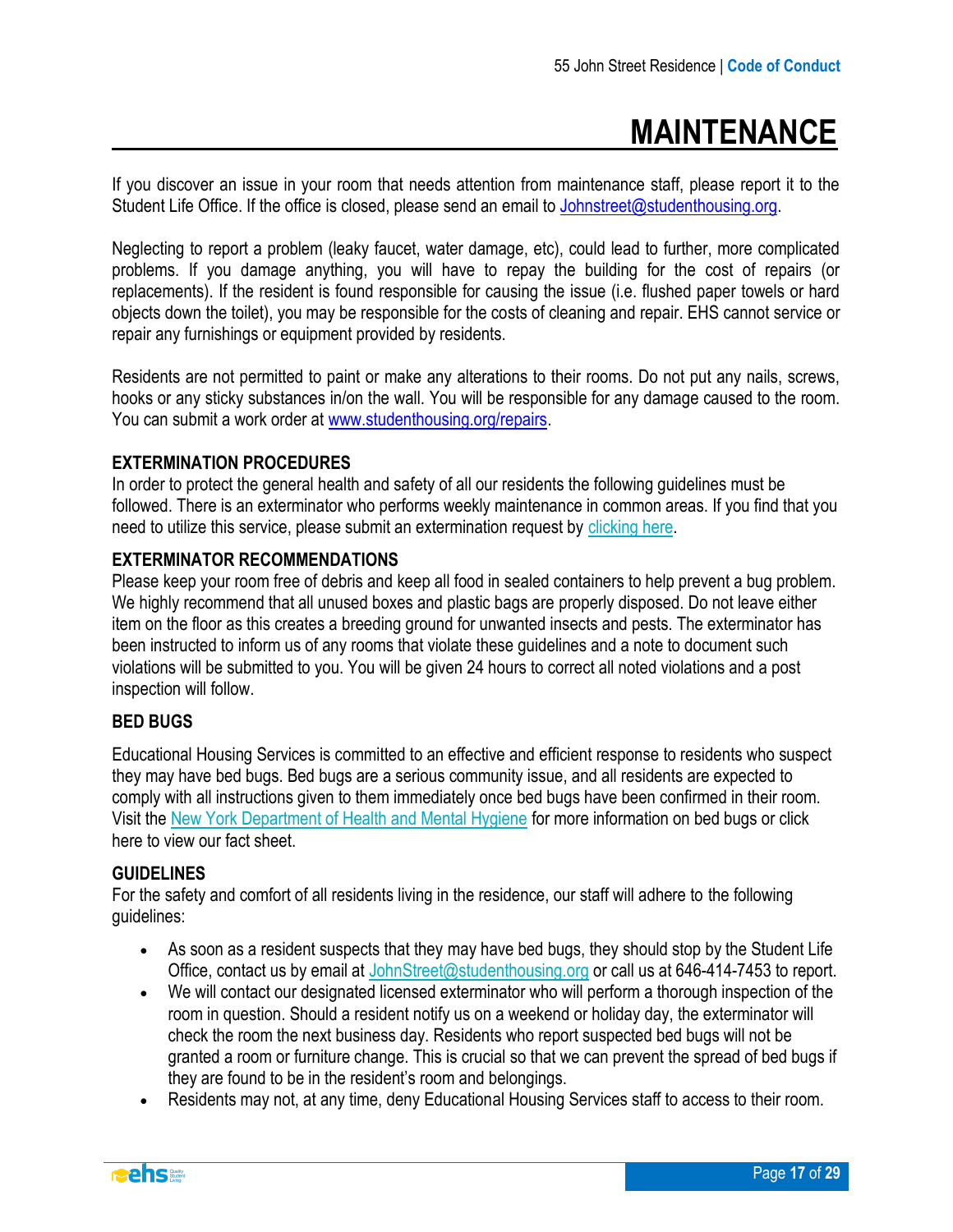# MAINTENANCE

If you discover an issue in your room that needs attention from maintenance staff, please report it to the Student Life Office. If the office is closed, please send an email to Johnstreet@studenthousing.org.

Neglecting to report a problem (leaky faucet, water damage, etc), could lead to further, more complicated problems. If you damage anything, you will have to repay the building for the cost of repairs (or replacements). If the resident is found responsible for causing the issue (i.e. flushed paper towels or hard objects down the toilet), you may be responsible for the costs of cleaning and repair. EHS cannot service or repair any furnishings or equipment provided by residents.

Residents are not permitted to paint or make any alterations to their rooms. Do not put any nails, screws, hooks or any sticky substances in/on the wall. You will be responsible for any damage caused to the room. You can submit a work order at www.studenthousing.org/repairs.

### EXTERMINATION PROCEDURES

In order to protect the general health and safety of all our residents the following guidelines must be followed. There is an exterminator who performs weekly maintenance in common areas. If you find that you need to utilize this service, please submit an extermination request by clicking here.

### EXTERMINATOR RECOMMENDATIONS

Please keep your room free of debris and keep all food in sealed containers to help prevent a bug problem. We highly recommend that all unused boxes and plastic bags are properly disposed. Do not leave either item on the floor as this creates a breeding ground for unwanted insects and pests. The exterminator has been instructed to inform us of any rooms that violate these guidelines and a note to document such violations will be submitted to you. You will be given 24 hours to correct all noted violations and a post inspection will follow.

### BED BUGS

Educational Housing Services is committed to an effective and efficient response to residents who suspect they may have bed bugs. Bed bugs are a serious community issue, and all residents are expected to comply with all instructions given to them immediately once bed bugs have been confirmed in their room. Visit the New York Department of Health and Mental Hygiene for more information on bed bugs or click here to view our fact sheet.

### GUIDELINES

For the safety and comfort of all residents living in the residence, our staff will adhere to the following guidelines:

- As soon as a resident suspects that they may have bed bugs, they should stop by the Student Life Office, contact us by email at JohnStreet@studenthousing.org or call us at 646-414-7453 to report.
- We will contact our designated licensed exterminator who will perform a thorough inspection of the room in question. Should a resident notify us on a weekend or holiday day, the exterminator will check the room the next business day. Residents who report suspected bed bugs will not be granted a room or furniture change. This is crucial so that we can prevent the spread of bed bugs if they are found to be in the resident's room and belongings.
- Residents may not, at any time, deny Educational Housing Services staff to access to their room.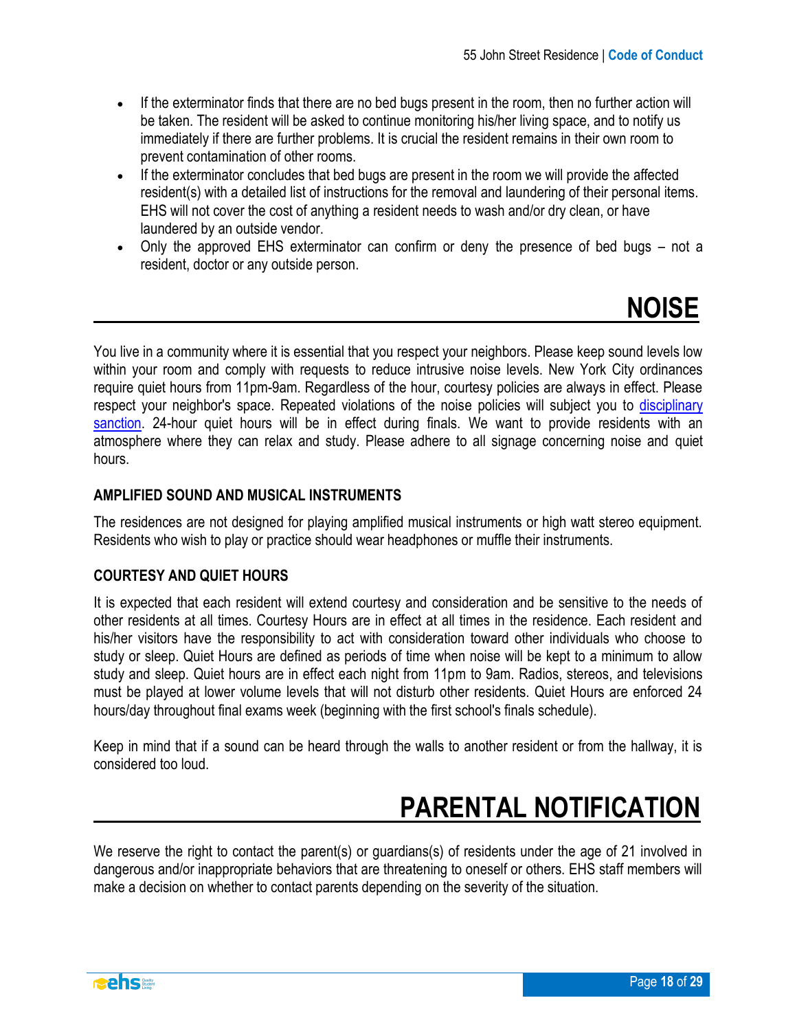- If the exterminator finds that there are no bed bugs present in the room, then no further action will be taken. The resident will be asked to continue monitoring his/her living space, and to notify us immediately if there are further problems. It is crucial the resident remains in their own room to prevent contamination of other rooms.
- If the exterminator concludes that bed bugs are present in the room we will provide the affected resident(s) with a detailed list of instructions for the removal and laundering of their personal items. EHS will not cover the cost of anything a resident needs to wash and/or dry clean, or have laundered by an outside vendor.
- Only the approved EHS exterminator can confirm or deny the presence of bed bugs – not a resident, doctor or any outside person.

# NOISE

You live in a community where it is essential that you respect your neighbors. Please keep sound levels low within your room and comply with requests to reduce intrusive noise levels. New York City ordinances require quiet hours from 11pm-9am. Regardless of the hour, courtesy policies are always in effect. Please respect your neighbor's space. Repeated violations of the noise policies will subject you to disciplinary sanction. 24-hour quiet hours will be in effect during finals. We want to provide residents with an atmosphere where they can relax and study. Please adhere to all signage concerning noise and quiet hours.

### AMPLIFIED SOUND AND MUSICAL INSTRUMENTS

The residences are not designed for playing amplified musical instruments or high watt stereo equipment. Residents who wish to play or practice should wear headphones or muffle their instruments.

### COURTESY AND QUIET HOURS

It is expected that each resident will extend courtesy and consideration and be sensitive to the needs of other residents at all times. Courtesy Hours are in effect at all times in the residence. Each resident and his/her visitors have the responsibility to act with consideration toward other individuals who choose to study or sleep. Quiet Hours are defined as periods of time when noise will be kept to a minimum to allow study and sleep. Quiet hours are in effect each night from 11pm to 9am. Radios, stereos, and televisions must be played at lower volume levels that will not disturb other residents. Quiet Hours are enforced 24 hours/day throughout final exams week (beginning with the first school's finals schedule).

Keep in mind that if a sound can be heard through the walls to another resident or from the hallway, it is considered too loud.

# PARENTAL NOTIFICATION

We reserve the right to contact the parent(s) or guardians(s) of residents under the age of 21 involved in dangerous and/or inappropriate behaviors that are threatening to oneself or others. EHS staff members will make a decision on whether to contact parents depending on the severity of the situation.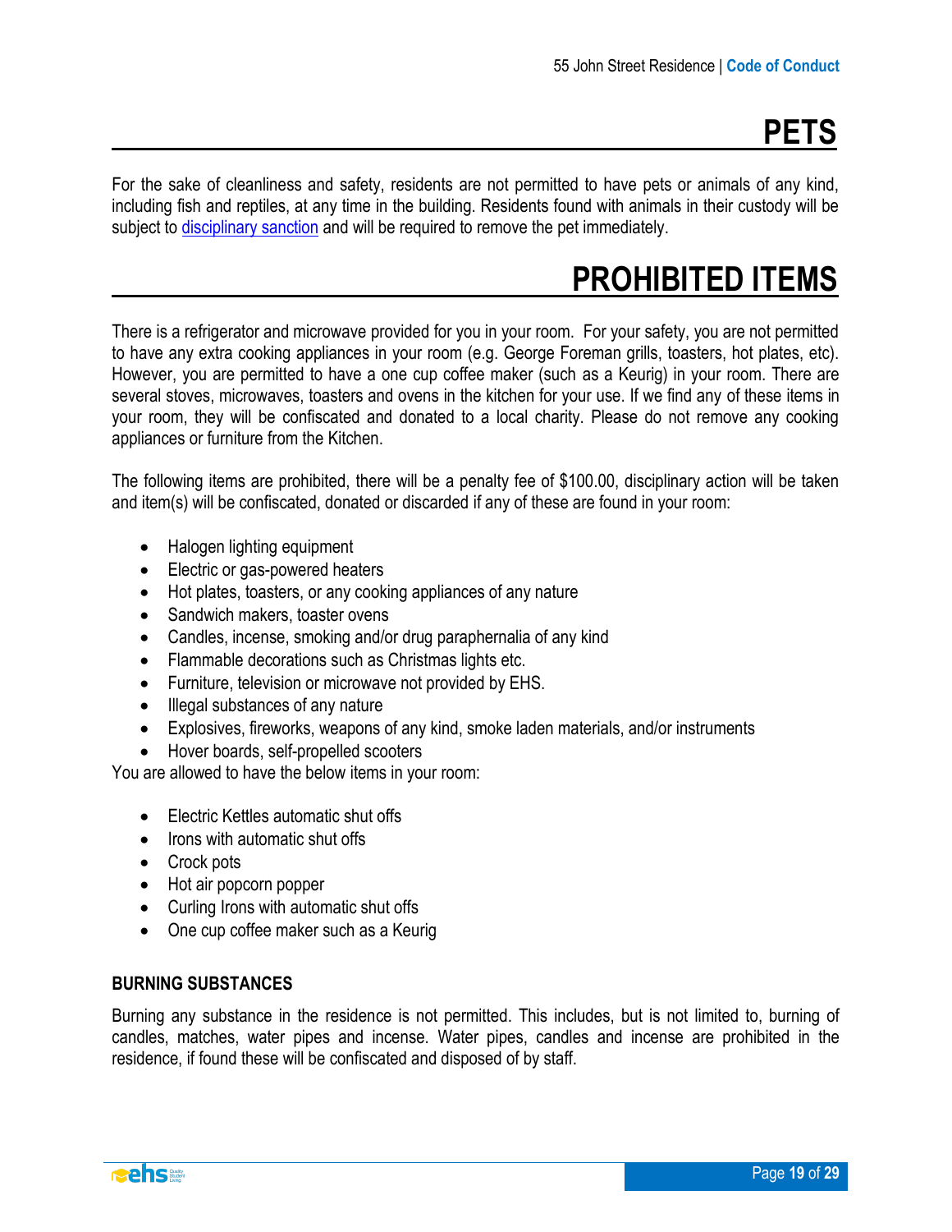# PETS

For the sake of cleanliness and safety, residents are not permitted to have pets or animals of any kind, including fish and reptiles, at any time in the building. Residents found with animals in their custody will be subject to disciplinary sanction and will be required to remove the pet immediately.

# PROHIBITED ITEMS

There is a refrigerator and microwave provided for you in your room. For your safety, you are not permitted to have any extra cooking appliances in your room (e.g. George Foreman grills, toasters, hot plates, etc). However, you are permitted to have a one cup coffee maker (such as a Keurig) in your room. There are several stoves, microwaves, toasters and ovens in the kitchen for your use. If we find any of these items in your room, they will be confiscated and donated to a local charity. Please do not remove any cooking appliances or furniture from the Kitchen.

The following items are prohibited, there will be a penalty fee of $100.00, disciplinary action will be taken and item(s) will be confiscated, donated or discarded if any of these are found in your room:

- Halogen lighting equipment
- Electric or gas-powered heaters
- Hot plates, toasters, or any cooking appliances of any nature
- Sandwich makers, toaster ovens
- Candles, incense, smoking and/or drug paraphernalia of any kind
- Flammable decorations such as Christmas lights etc.
- Furniture, television or microwave not provided by EHS.
- Illegal substances of any nature
- Explosives, fireworks, weapons of any kind, smoke laden materials, and/or instruments
- Hover boards, self-propelled scooters

You are allowed to have the below items in your room:

- Electric Kettles automatic shut offs
- Irons with automatic shut offs
- Crock pots
- Hot air popcorn popper
- Curling Irons with automatic shut offs
- One cup coffee maker such as a Keurig

### BURNING SUBSTANCES

Burning any substance in the residence is not permitted. This includes, but is not limited to, burning of candles, matches, water pipes and incense. Water pipes, candles and incense are prohibited in the residence, if found these will be confiscated and disposed of by staff.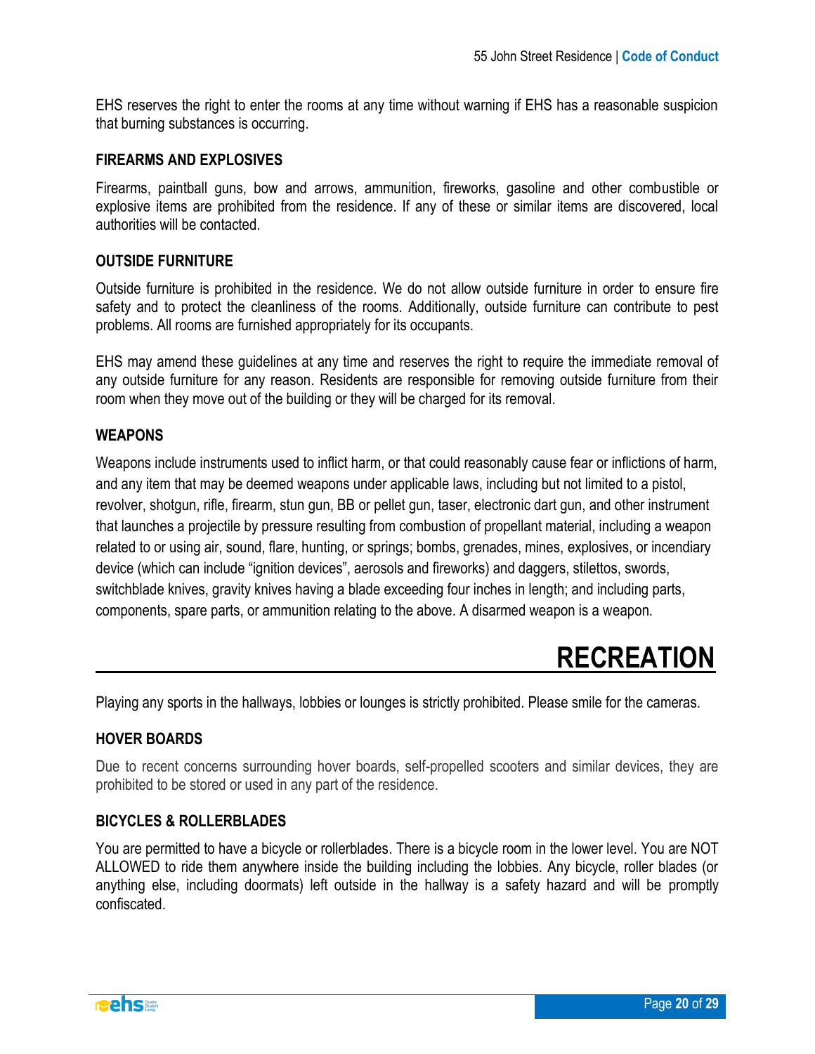EHS reserves the right to enter the rooms at any time without warning if EHS has a reasonable suspicion that burning substances is occurring.

### FIREARMS AND EXPLOSIVES

Firearms, paintball guns, bow and arrows, ammunition, fireworks, gasoline and other combustible or explosive items are prohibited from the residence. If any of these or similar items are discovered, local authorities will be contacted.

### OUTSIDE FURNITURE

Outside furniture is prohibited in the residence. We do not allow outside furniture in order to ensure fire safety and to protect the cleanliness of the rooms. Additionally, outside furniture can contribute to pest problems. All rooms are furnished appropriately for its occupants.

EHS may amend these guidelines at any time and reserves the right to require the immediate removal of any outside furniture for any reason. Residents are responsible for removing outside furniture from their room when they move out of the building or they will be charged for its removal.

### WEAPONS

Weapons include instruments used to inflict harm, or that could reasonably cause fear or inflictions of harm, and any item that may be deemed weapons under applicable laws, including but not limited to a pistol, revolver, shotgun, rifle, firearm, stun gun, BB or pellet gun, taser, electronic dart gun, and other instrument that launches a projectile by pressure resulting from combustion of propellant material, including a weapon related to or using air, sound, flare, hunting, or springs; bombs, grenades, mines, explosives, or incendiary device (which can include "ignition devices", aerosols and fireworks) and daggers, stilettos, swords, switchblade knives, gravity knives having a blade exceeding four inches in length; and including parts, components, spare parts, or ammunition relating to the above. A disarmed weapon is a weapon.

## RECREATION

Playing any sports in the hallways, lobbies or lounges is strictly prohibited. Please smile for the cameras.

### HOVER BOARDS

Due to recent concerns surrounding hover boards, self-propelled scooters and similar devices, they are prohibited to be stored or used in any part of the residence.

### BICYCLES & ROLLERBLADES

You are permitted to have a bicycle or rollerblades. There is a bicycle room in the lower level. You are NOT ALLOWED to ride them anywhere inside the building including the lobbies. Any bicycle, roller blades (or anything else, including doormats) left outside in the hallway is a safety hazard and will be promptly confiscated.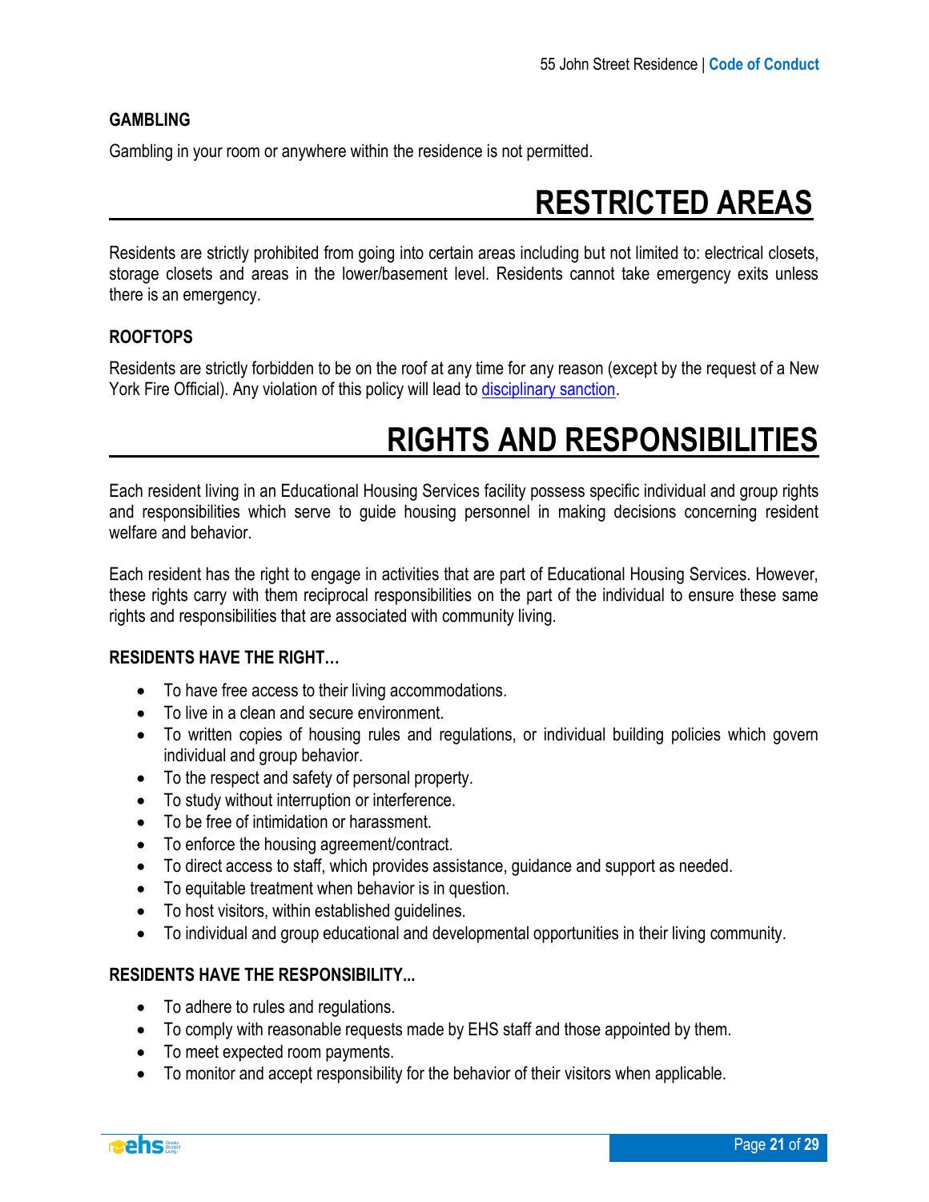### GAMBLING

Gambling in your room or anywhere within the residence is not permitted.

## RESTRICTED AREAS

Residents are strictly prohibited from going into certain areas including but not limited to: electrical closets, storage closets and areas in the lower/basement level. Residents cannot take emergency exits unless there is an emergency.

### ROOFTOPS

Residents are strictly forbidden to be on the roof at any time for any reason (except by the request of a New York Fire Official). Any violation of this policy will lead to disciplinary sanction.

## RIGHTS AND RESPONSIBILITIES

Each resident living in an Educational Housing Services facility possess specific individual and group rights and responsibilities which serve to guide housing personnel in making decisions concerning resident welfare and behavior.

Each resident has the right to engage in activities that are part of Educational Housing Services. However, these rights carry with them reciprocal responsibilities on the part of the individual to ensure these same rights and responsibilities that are associated with community living.

### RESIDENTS HAVE THE RIGHT…

- To have free access to their living accommodations.
- To live in a clean and secure environment.
- To written copies of housing rules and regulations, or individual building policies which govern individual and group behavior.
- To the respect and safety of personal property.
- To study without interruption or interference.
- To be free of intimidation or harassment.
- To enforce the housing agreement/contract.
- To direct access to staff, which provides assistance, guidance and support as needed.
- To equitable treatment when behavior is in question.
- To host visitors, within established guidelines.
- To individual and group educational and developmental opportunities in their living community.

### RESIDENTS HAVE THE RESPONSIBILITY...

- To adhere to rules and regulations.
- To comply with reasonable requests made by EHS staff and those appointed by them.
- To meet expected room payments.
- To monitor and accept responsibility for the behavior of their visitors when applicable.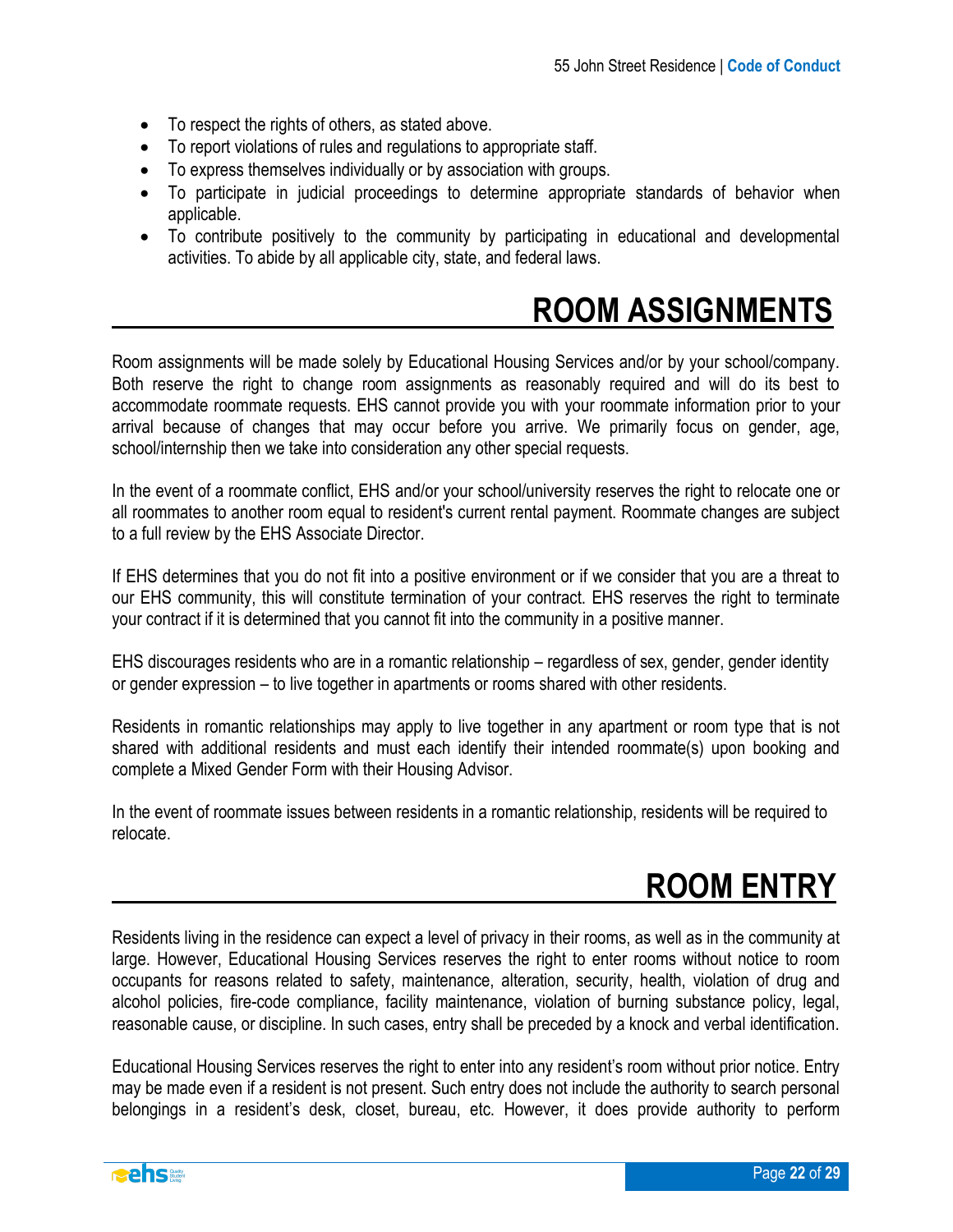- To respect the rights of others, as stated above.
- To report violations of rules and regulations to appropriate staff.
- To express themselves individually or by association with groups.
- To participate in judicial proceedings to determine appropriate standards of behavior when applicable.
- To contribute positively to the community by participating in educational and developmental activities. To abide by all applicable city, state, and federal laws.

# ROOM ASSIGNMENTS

Room assignments will be made solely by Educational Housing Services and/or by your school/company. Both reserve the right to change room assignments as reasonably required and will do its best to accommodate roommate requests. EHS cannot provide you with your roommate information prior to your arrival because of changes that may occur before you arrive. We primarily focus on gender, age, school/internship then we take into consideration any other special requests.

In the event of a roommate conflict, EHS and/or your school/university reserves the right to relocate one or all roommates to another room equal to resident's current rental payment. Roommate changes are subject to a full review by the EHS Associate Director.

If EHS determines that you do not fit into a positive environment or if we consider that you are a threat to our EHS community, this will constitute termination of your contract. EHS reserves the right to terminate your contract if it is determined that you cannot fit into the community in a positive manner.

EHS discourages residents who are in a romantic relationship – regardless of sex, gender, gender identity or gender expression – to live together in apartments or rooms shared with other residents.

Residents in romantic relationships may apply to live together in any apartment or room type that is not shared with additional residents and must each identify their intended roommate(s) upon booking and complete a Mixed Gender Form with their Housing Advisor.

In the event of roommate issues between residents in a romantic relationship, residents will be required to relocate.

# ROOM ENTRY

Residents living in the residence can expect a level of privacy in their rooms, as well as in the community at large. However, Educational Housing Services reserves the right to enter rooms without notice to room occupants for reasons related to safety, maintenance, alteration, security, health, violation of drug and alcohol policies, fire-code compliance, facility maintenance, violation of burning substance policy, legal, reasonable cause, or discipline. In such cases, entry shall be preceded by a knock and verbal identification.

Educational Housing Services reserves the right to enter into any resident's room without prior notice. Entry may be made even if a resident is not present. Such entry does not include the authority to search personal belongings in a resident's desk, closet, bureau, etc. However, it does provide authority to perform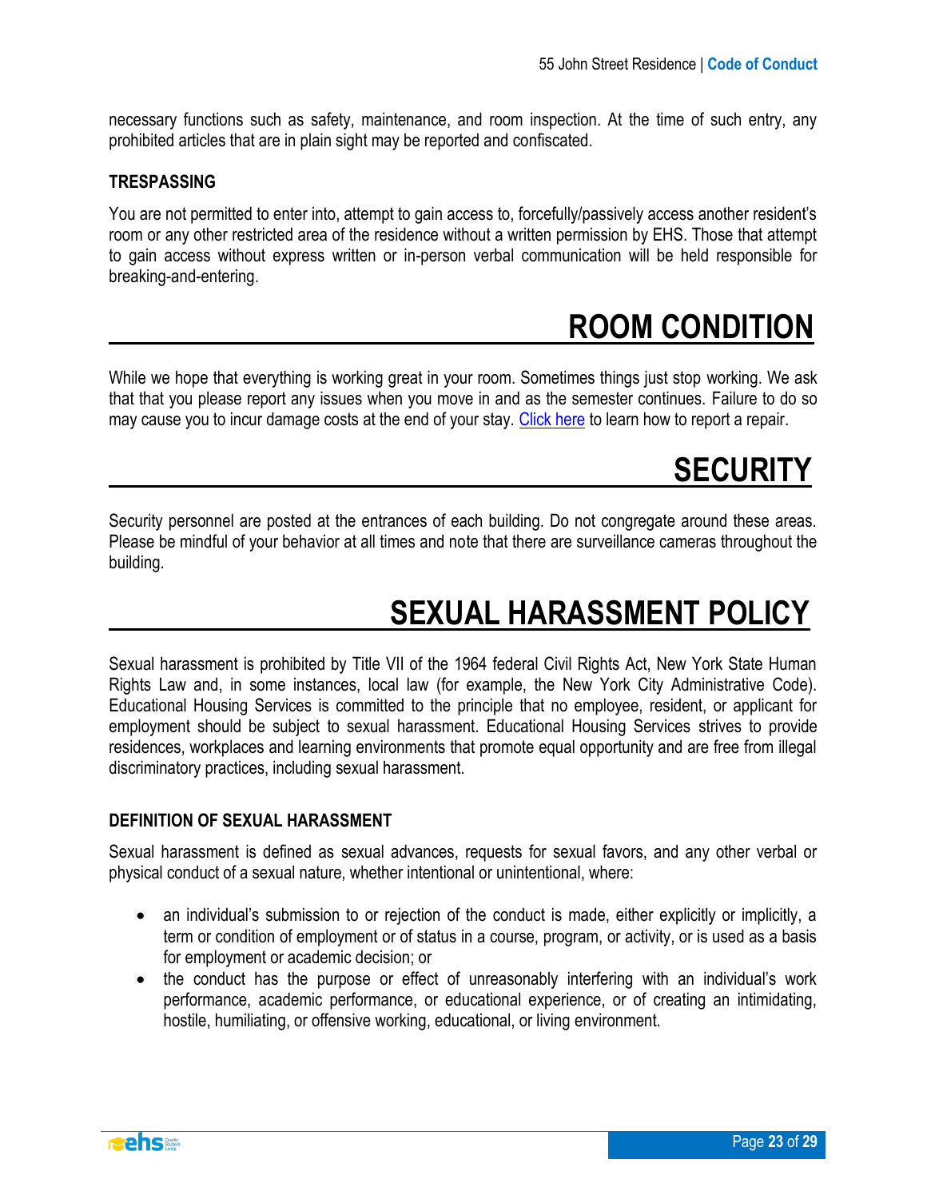necessary functions such as safety, maintenance, and room inspection. At the time of such entry, any prohibited articles that are in plain sight may be reported and confiscated.

### TRESPASSING

You are not permitted to enter into, attempt to gain access to, forcefully/passively access another resident's room or any other restricted area of the residence without a written permission by EHS. Those that attempt to gain access without express written or in-person verbal communication will be held responsible for breaking-and-entering.

## ROOM CONDITION

While we hope that everything is working great in your room. Sometimes things just stop working. We ask that that you please report any issues when you move in and as the semester continues. Failure to do so may cause you to incur damage costs at the end of your stay. Click here to learn how to report a repair.

## SECURITY

Security personnel are posted at the entrances of each building. Do not congregate around these areas. Please be mindful of your behavior at all times and note that there are surveillance cameras throughout the building.

## SEXUAL HARASSMENT POLICY

Sexual harassment is prohibited by Title VII of the 1964 federal Civil Rights Act, New York State Human Rights Law and, in some instances, local law (for example, the New York City Administrative Code). Educational Housing Services is committed to the principle that no employee, resident, or applicant for employment should be subject to sexual harassment. Educational Housing Services strives to provide residences, workplaces and learning environments that promote equal opportunity and are free from illegal discriminatory practices, including sexual harassment.

### DEFINITION OF SEXUAL HARASSMENT

Sexual harassment is defined as sexual advances, requests for sexual favors, and any other verbal or physical conduct of a sexual nature, whether intentional or unintentional, where:

- an individual's submission to or rejection of the conduct is made, either explicitly or implicitly, a term or condition of employment or of status in a course, program, or activity, or is used as a basis for employment or academic decision; or
- the conduct has the purpose or effect of unreasonably interfering with an individual's work performance, academic performance, or educational experience, or of creating an intimidating, hostile, humiliating, or offensive working, educational, or living environment.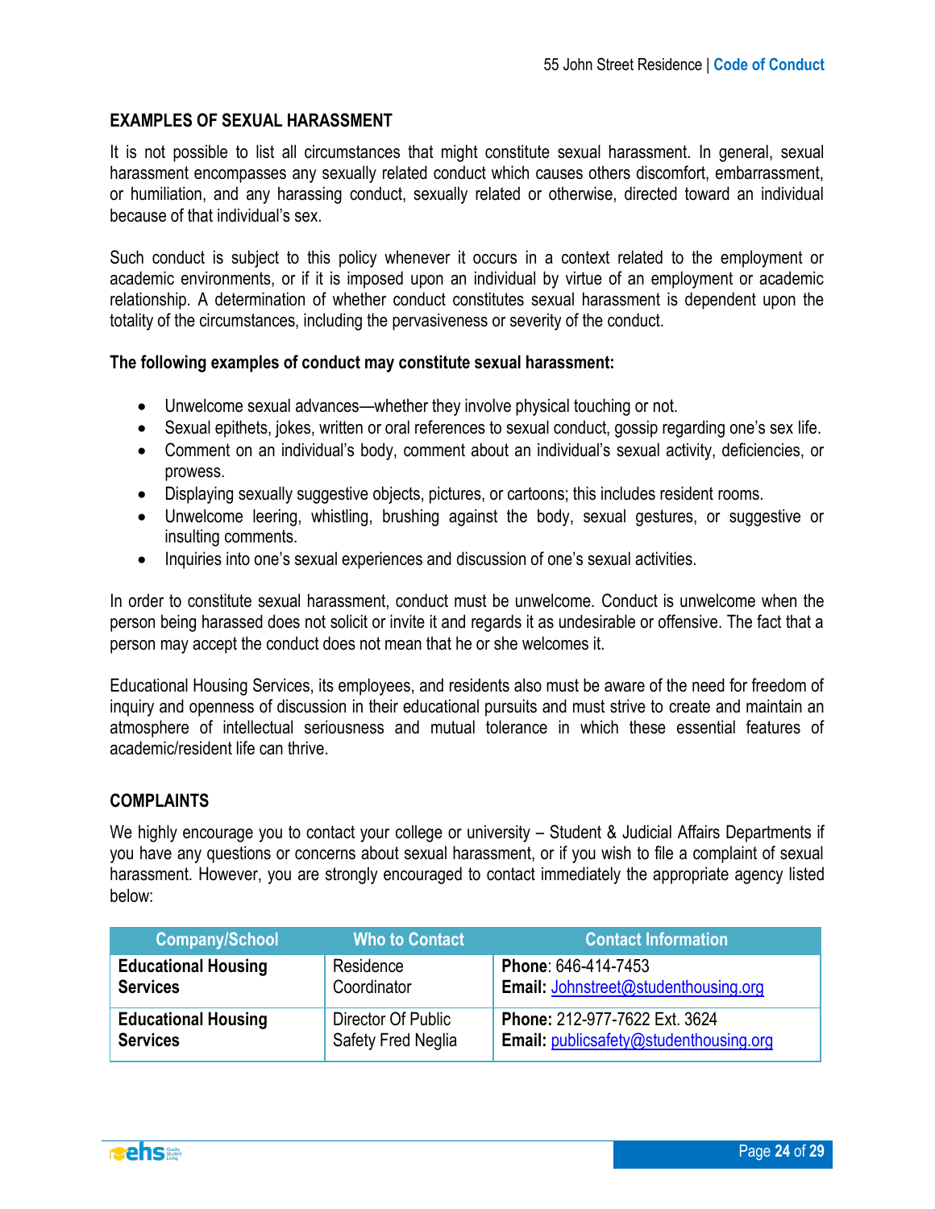## EXAMPLES OF SEXUAL HARASSMENT

It is not possible to list all circumstances that might constitute sexual harassment. In general, sexual harassment encompasses any sexually related conduct which causes others discomfort, embarrassment, or humiliation, and any harassing conduct, sexually related or otherwise, directed toward an individual because of that individual's sex.

Such conduct is subject to this policy whenever it occurs in a context related to the employment or academic environments, or if it is imposed upon an individual by virtue of an employment or academic relationship. A determination of whether conduct constitutes sexual harassment is dependent upon the totality of the circumstances, including the pervasiveness or severity of the conduct.

**The following examples of conduct may constitute sexual harassment:**

- Unwelcome sexual advances—whether they involve physical touching or not.
- Sexual epithets, jokes, written or oral references to sexual conduct, gossip regarding one's sex life.
- Comment on an individual's body, comment about an individual's sexual activity, deficiencies, or prowess.
- Displaying sexually suggestive objects, pictures, or cartoons; this includes resident rooms.
- Unwelcome leering, whistling, brushing against the body, sexual gestures, or suggestive or insulting comments.
- Inquiries into one's sexual experiences and discussion of one's sexual activities.

In order to constitute sexual harassment, conduct must be unwelcome. Conduct is unwelcome when the person being harassed does not solicit or invite it and regards it as undesirable or offensive. The fact that a person may accept the conduct does not mean that he or she welcomes it.

Educational Housing Services, its employees, and residents also must be aware of the need for freedom of inquiry and openness of discussion in their educational pursuits and must strive to create and maintain an atmosphere of intellectual seriousness and mutual tolerance in which these essential features of academic/resident life can thrive.

## COMPLAINTS

We highly encourage you to contact your college or university – Student & Judicial Affairs Departments if you have any questions or concerns about sexual harassment, or if you wish to file a complaint of sexual harassment. However, you are strongly encouraged to contact immediately the appropriate agency listed below:

| Company/School | Who to Contact | Contact Information |
|---|---|---|
| **Educational Housing Services** | Residence Coordinator | **Phone**: 646-414-7453<br>**Email:** Johnstreet@studenthousing.org |
| **Educational Housing Services** | Director Of Public Safety Fred Neglia | **Phone:** 212-977-7622 Ext. 3624<br>**Email:** publicsafety@studenthousing.org |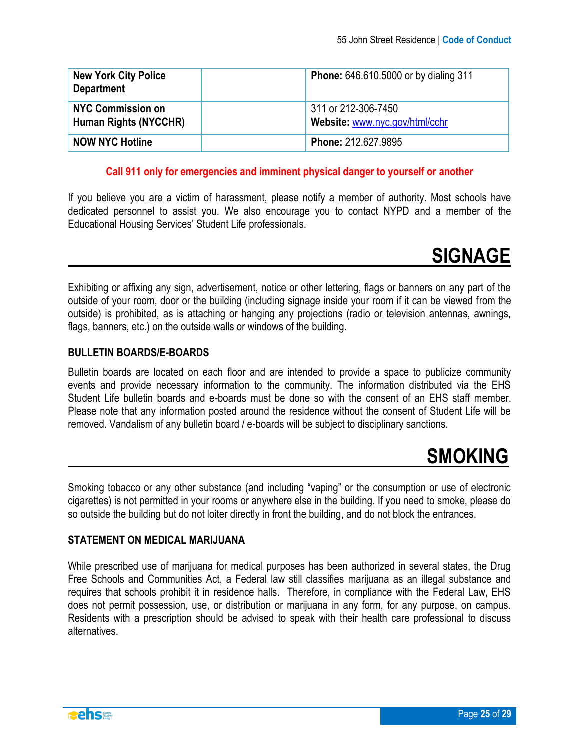| New York City Police Department | | Phone: 646.610.5000 or by dialing 311 |
|---|---|---|
| NYC Commission on Human Rights (NYCCHR) | | 311 or 212-306-7450<br>Website: www.nyc.gov/html/cchr |
| NOW NYC Hotline | | Phone: 212.627.9895 |

**Call 911 only for emergencies and imminent physical danger to yourself or another**

If you believe you are a victim of harassment, please notify a member of authority. Most schools have dedicated personnel to assist you. We also encourage you to contact NYPD and a member of the Educational Housing Services' Student Life professionals.

# SIGNAGE

Exhibiting or affixing any sign, advertisement, notice or other lettering, flags or banners on any part of the outside of your room, door or the building (including signage inside your room if it can be viewed from the outside) is prohibited, as is attaching or hanging any projections (radio or television antennas, awnings, flags, banners, etc.) on the outside walls or windows of the building.

### BULLETIN BOARDS/E-BOARDS

Bulletin boards are located on each floor and are intended to provide a space to publicize community events and provide necessary information to the community. The information distributed via the EHS Student Life bulletin boards and e-boards must be done so with the consent of an EHS staff member. Please note that any information posted around the residence without the consent of Student Life will be removed. Vandalism of any bulletin board / e-boards will be subject to disciplinary sanctions.

# SMOKING

Smoking tobacco or any other substance (and including "vaping" or the consumption or use of electronic cigarettes) is not permitted in your rooms or anywhere else in the building. If you need to smoke, please do so outside the building but do not loiter directly in front the building, and do not block the entrances.

### STATEMENT ON MEDICAL MARIJUANA

While prescribed use of marijuana for medical purposes has been authorized in several states, the Drug Free Schools and Communities Act, a Federal law still classifies marijuana as an illegal substance and requires that schools prohibit it in residence halls. Therefore, in compliance with the Federal Law, EHS does not permit possession, use, or distribution or marijuana in any form, for any purpose, on campus. Residents with a prescription should be advised to speak with their health care professional to discuss alternatives.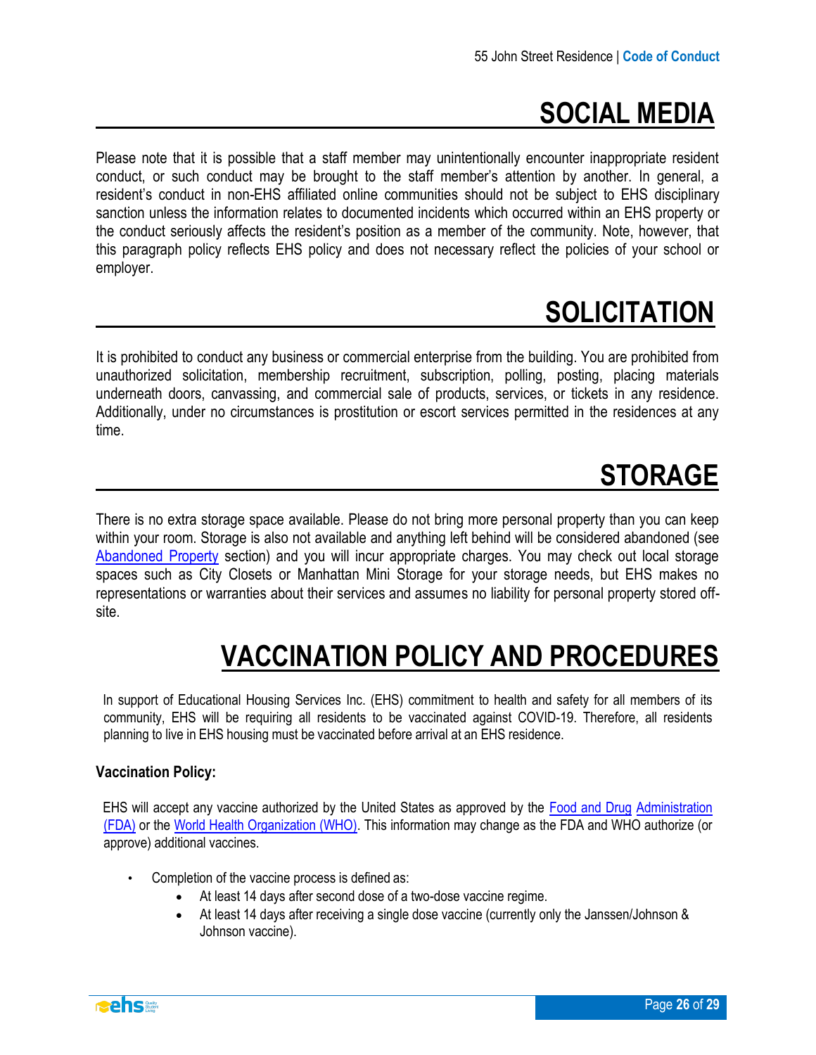# SOCIAL MEDIA

Please note that it is possible that a staff member may unintentionally encounter inappropriate resident conduct, or such conduct may be brought to the staff member's attention by another. In general, a resident's conduct in non-EHS affiliated online communities should not be subject to EHS disciplinary sanction unless the information relates to documented incidents which occurred within an EHS property or the conduct seriously affects the resident's position as a member of the community. Note, however, that this paragraph policy reflects EHS policy and does not necessary reflect the policies of your school or employer.

# SOLICITATION

It is prohibited to conduct any business or commercial enterprise from the building. You are prohibited from unauthorized solicitation, membership recruitment, subscription, polling, posting, placing materials underneath doors, canvassing, and commercial sale of products, services, or tickets in any residence. Additionally, under no circumstances is prostitution or escort services permitted in the residences at any time.

# STORAGE

There is no extra storage space available. Please do not bring more personal property than you can keep within your room. Storage is also not available and anything left behind will be considered abandoned (see Abandoned Property section) and you will incur appropriate charges. You may check out local storage spaces such as City Closets or Manhattan Mini Storage for your storage needs, but EHS makes no representations or warranties about their services and assumes no liability for personal property stored off-site.

# VACCINATION POLICY AND PROCEDURES

In support of Educational Housing Services Inc. (EHS) commitment to health and safety for all members of its community, EHS will be requiring all residents to be vaccinated against COVID-19. Therefore, all residents planning to live in EHS housing must be vaccinated before arrival at an EHS residence.

**Vaccination Policy:**

EHS will accept any vaccine authorized by the United States as approved by the Food and Drug Administration (FDA) or the World Health Organization (WHO). This information may change as the FDA and WHO authorize (or approve) additional vaccines.

- Completion of the vaccine process is defined as:
  - At least 14 days after second dose of a two-dose vaccine regime.
  - At least 14 days after receiving a single dose vaccine (currently only the Janssen/Johnson & Johnson vaccine).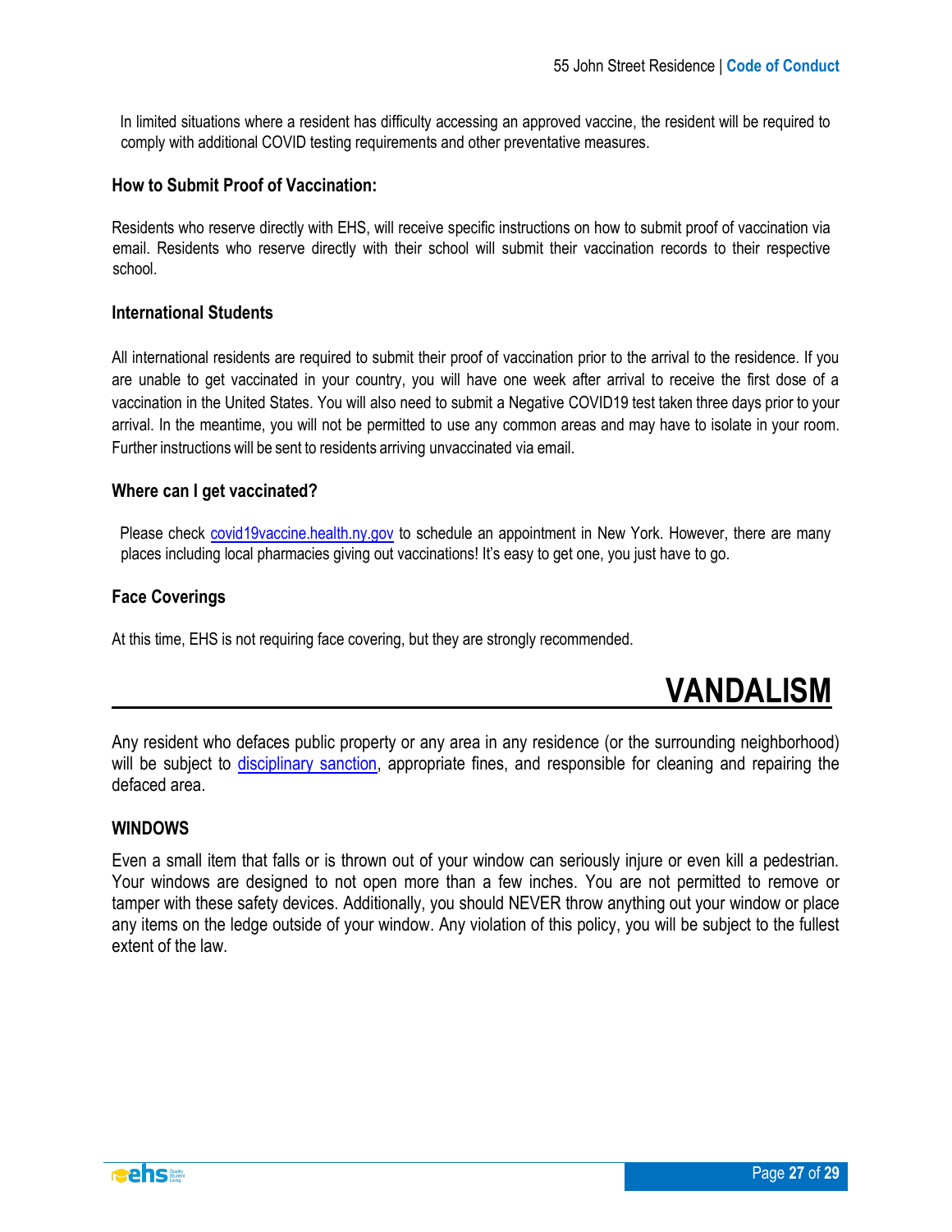In limited situations where a resident has difficulty accessing an approved vaccine, the resident will be required to comply with additional COVID testing requirements and other preventative measures.

### How to Submit Proof of Vaccination:

Residents who reserve directly with EHS, will receive specific instructions on how to submit proof of vaccination via email. Residents who reserve directly with their school will submit their vaccination records to their respective school.

### International Students

All international residents are required to submit their proof of vaccination prior to the arrival to the residence. If you are unable to get vaccinated in your country, you will have one week after arrival to receive the first dose of a vaccination in the United States. You will also need to submit a Negative COVID19 test taken three days prior to your arrival. In the meantime, you will not be permitted to use any common areas and may have to isolate in your room. Further instructions will be sent to residents arriving unvaccinated via email.

### Where can I get vaccinated?

Please check [covid19vaccine.health.ny.gov](covid19vaccine.health.ny.gov) to schedule an appointment in New York. However, there are many places including local pharmacies giving out vaccinations! It's easy to get one, you just have to go.

### Face Coverings

At this time, EHS is not requiring face covering, but they are strongly recommended.

# VANDALISM

Any resident who defaces public property or any area in any residence (or the surrounding neighborhood) will be subject to [disciplinary sanction](), appropriate fines, and responsible for cleaning and repairing the defaced area.

## WINDOWS

Even a small item that falls or is thrown out of your window can seriously injure or even kill a pedestrian. Your windows are designed to not open more than a few inches. You are not permitted to remove or tamper with these safety devices. Additionally, you should NEVER throw anything out your window or place any items on the ledge outside of your window. Any violation of this policy, you will be subject to the fullest extent of the law.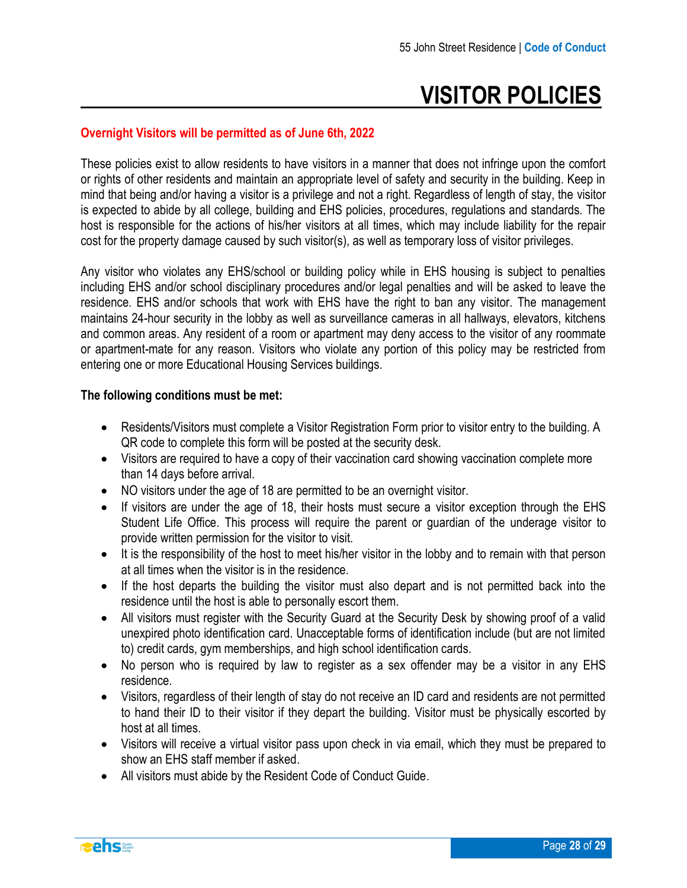# VISITOR POLICIES

**Overnight Visitors will be permitted as of June 6th, 2022**

These policies exist to allow residents to have visitors in a manner that does not infringe upon the comfort or rights of other residents and maintain an appropriate level of safety and security in the building. Keep in mind that being and/or having a visitor is a privilege and not a right. Regardless of length of stay, the visitor is expected to abide by all college, building and EHS policies, procedures, regulations and standards. The host is responsible for the actions of his/her visitors at all times, which may include liability for the repair cost for the property damage caused by such visitor(s), as well as temporary loss of visitor privileges.

Any visitor who violates any EHS/school or building policy while in EHS housing is subject to penalties including EHS and/or school disciplinary procedures and/or legal penalties and will be asked to leave the residence. EHS and/or schools that work with EHS have the right to ban any visitor. The management maintains 24-hour security in the lobby as well as surveillance cameras in all hallways, elevators, kitchens and common areas. Any resident of a room or apartment may deny access to the visitor of any roommate or apartment-mate for any reason. Visitors who violate any portion of this policy may be restricted from entering one or more Educational Housing Services buildings.

**The following conditions must be met:**

- Residents/Visitors must complete a Visitor Registration Form prior to visitor entry to the building. A QR code to complete this form will be posted at the security desk.
- Visitors are required to have a copy of their vaccination card showing vaccination complete more than 14 days before arrival.
- NO visitors under the age of 18 are permitted to be an overnight visitor.
- If visitors are under the age of 18, their hosts must secure a visitor exception through the EHS Student Life Office. This process will require the parent or guardian of the underage visitor to provide written permission for the visitor to visit.
- It is the responsibility of the host to meet his/her visitor in the lobby and to remain with that person at all times when the visitor is in the residence.
- If the host departs the building the visitor must also depart and is not permitted back into the residence until the host is able to personally escort them.
- All visitors must register with the Security Guard at the Security Desk by showing proof of a valid unexpired photo identification card. Unacceptable forms of identification include (but are not limited to) credit cards, gym memberships, and high school identification cards.
- No person who is required by law to register as a sex offender may be a visitor in any EHS residence.
- Visitors, regardless of their length of stay do not receive an ID card and residents are not permitted to hand their ID to their visitor if they depart the building. Visitor must be physically escorted by host at all times.
- Visitors will receive a virtual visitor pass upon check in via email, which they must be prepared to show an EHS staff member if asked.
- All visitors must abide by the Resident Code of Conduct Guide.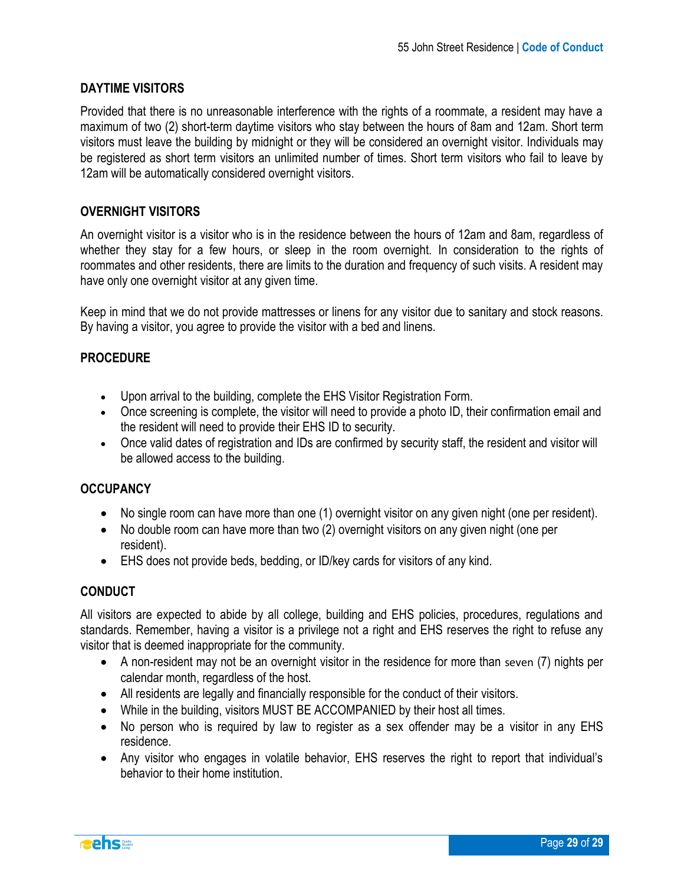## DAYTIME VISITORS

Provided that there is no unreasonable interference with the rights of a roommate, a resident may have a maximum of two (2) short-term daytime visitors who stay between the hours of 8am and 12am. Short term visitors must leave the building by midnight or they will be considered an overnight visitor. Individuals may be registered as short term visitors an unlimited number of times. Short term visitors who fail to leave by 12am will be automatically considered overnight visitors.

## OVERNIGHT VISITORS

An overnight visitor is a visitor who is in the residence between the hours of 12am and 8am, regardless of whether they stay for a few hours, or sleep in the room overnight. In consideration to the rights of roommates and other residents, there are limits to the duration and frequency of such visits. A resident may have only one overnight visitor at any given time.

Keep in mind that we do not provide mattresses or linens for any visitor due to sanitary and stock reasons. By having a visitor, you agree to provide the visitor with a bed and linens.

## PROCEDURE

- Upon arrival to the building, complete the EHS Visitor Registration Form.
- Once screening is complete, the visitor will need to provide a photo ID, their confirmation email and the resident will need to provide their EHS ID to security.
- Once valid dates of registration and IDs are confirmed by security staff, the resident and visitor will be allowed access to the building.

## OCCUPANCY

- No single room can have more than one (1) overnight visitor on any given night (one per resident).
- No double room can have more than two (2) overnight visitors on any given night (one per resident).
- EHS does not provide beds, bedding, or ID/key cards for visitors of any kind.

## CONDUCT

All visitors are expected to abide by all college, building and EHS policies, procedures, regulations and standards. Remember, having a visitor is a privilege not a right and EHS reserves the right to refuse any visitor that is deemed inappropriate for the community.

- A non-resident may not be an overnight visitor in the residence for more than seven (7) nights per calendar month, regardless of the host.
- All residents are legally and financially responsible for the conduct of their visitors.
- While in the building, visitors MUST BE ACCOMPANIED by their host all times.
- No person who is required by law to register as a sex offender may be a visitor in any EHS residence.
- Any visitor who engages in volatile behavior, EHS reserves the right to report that individual's behavior to their home institution.